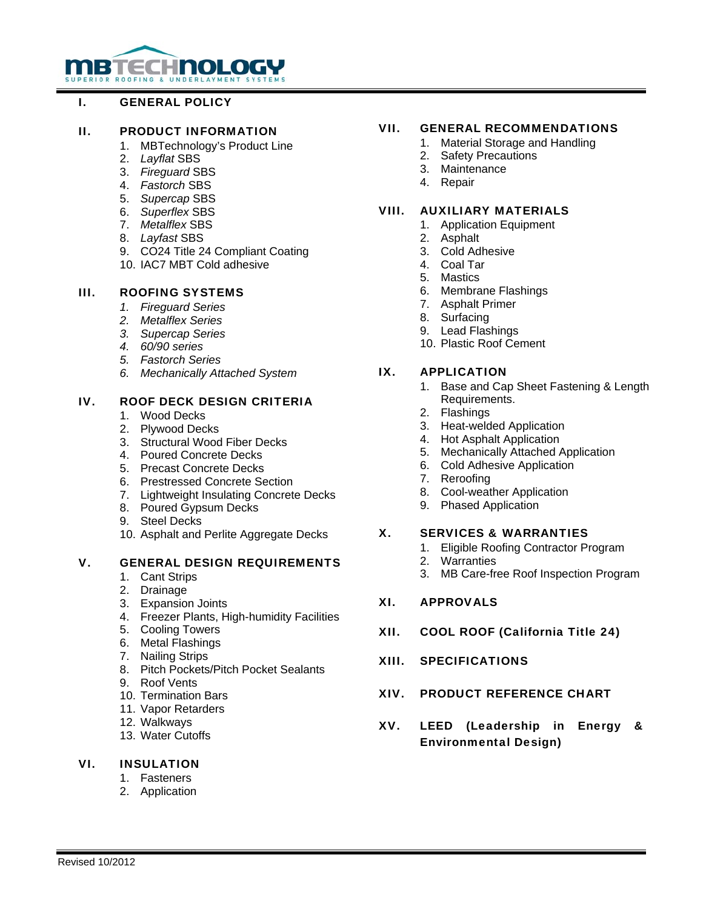# MBTECHNOLOGY

SUPERIOR ROOFING & UNDERLAYMENT SYSTEMS

## I. GENERAL POLICY

## II. PRODUCT INFORMATION

1. MBTechnology's Product Line
2. *Layflat* SBS
3. *Fireguard* SBS
4. *Fastorch* SBS
5. *Supercap* SBS
6. *Superflex* SBS
7. *Metalflex* SBS
8. *Layfast* SBS
9. CO24 Title 24 Compliant Coating
10. IAC7 MBT Cold adhesive

## III. ROOFING SYSTEMS

1. *Fireguard Series*
2. *Metalflex Series*
3. *Supercap Series*
4. *60/90 series*
5. *Fastorch Series*
6. *Mechanically Attached System*

## IV. ROOF DECK DESIGN CRITERIA

1. Wood Decks
2. Plywood Decks
3. Structural Wood Fiber Decks
4. Poured Concrete Decks
5. Precast Concrete Decks
6. Prestressed Concrete Section
7. Lightweight Insulating Concrete Decks
8. Poured Gypsum Decks
9. Steel Decks
10. Asphalt and Perlite Aggregate Decks

## V. GENERAL DESIGN REQUIREMENTS

1. Cant Strips
2. Drainage
3. Expansion Joints
4. Freezer Plants, High-humidity Facilities
5. Cooling Towers
6. Metal Flashings
7. Nailing Strips
8. Pitch Pockets/Pitch Pocket Sealants
9. Roof Vents
10. Termination Bars
11. Vapor Retarders
12. Walkways
13. Water Cutoffs

## VI. INSULATION

1. Fasteners
2. Application

## VII. GENERAL RECOMMENDATIONS

1. Material Storage and Handling
2. Safety Precautions
3. Maintenance
4. Repair

## VIII. AUXILIARY MATERIALS

1. Application Equipment
2. Asphalt
3. Cold Adhesive
4. Coal Tar
5. Mastics
6. Membrane Flashings
7. Asphalt Primer
8. Surfacing
9. Lead Flashings
10. Plastic Roof Cement

## IX. APPLICATION

1. Base and Cap Sheet Fastening & Length Requirements.
2. Flashings
3. Heat-welded Application
4. Hot Asphalt Application
5. Mechanically Attached Application
6. Cold Adhesive Application
7. Reroofing
8. Cool-weather Application
9. Phased Application

## X. SERVICES & WARRANTIES

1. Eligible Roofing Contractor Program
2. Warranties
3. MB Care-free Roof Inspection Program

## XI. APPROVALS

## XII. COOL ROOF (California Title 24)

## XIII. SPECIFICATIONS

## XIV. PRODUCT REFERENCE CHART

## XV. LEED (Leadership in Energy & Environmental Design)

Revised 10/2012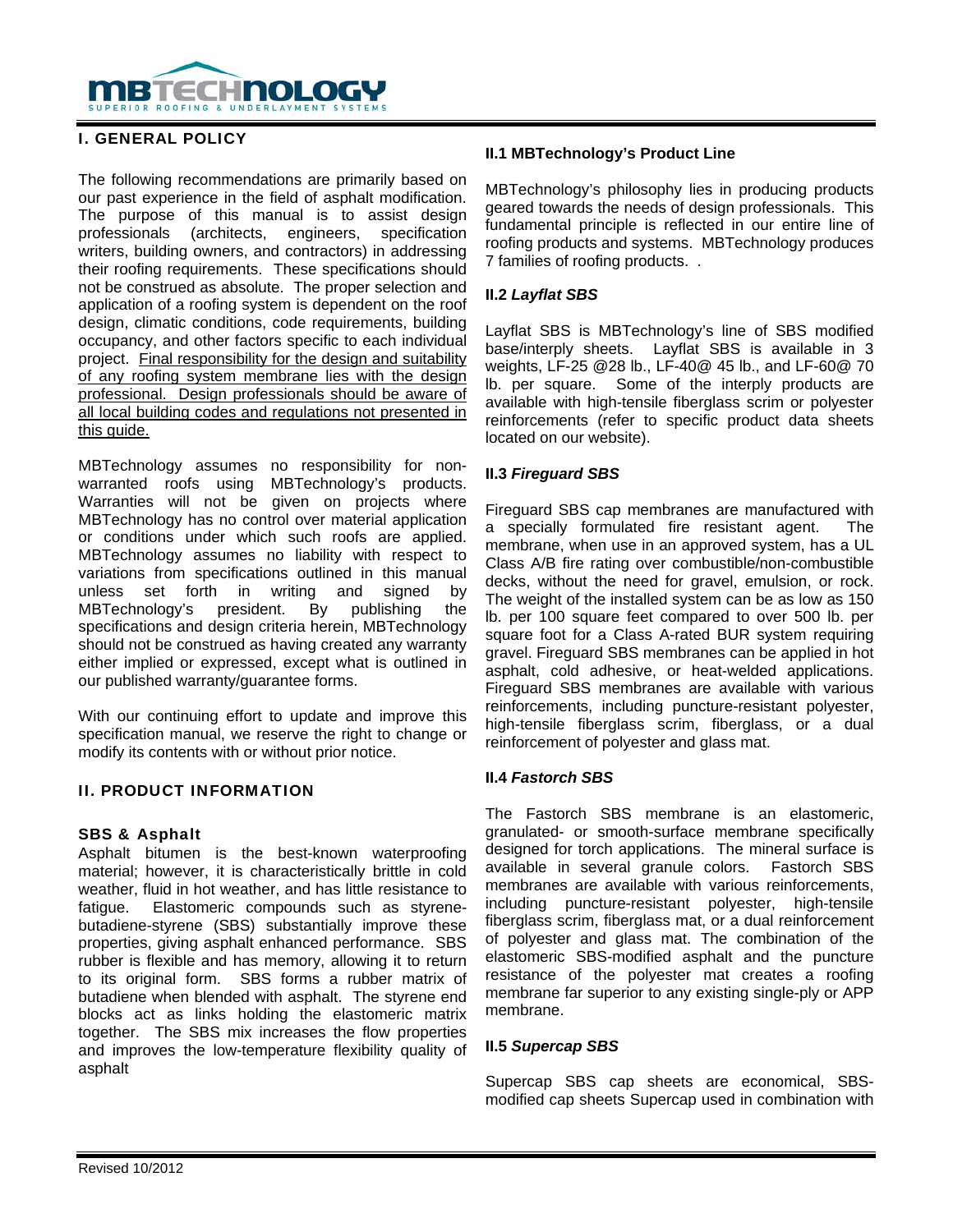## I. GENERAL POLICY

The following recommendations are primarily based on our past experience in the field of asphalt modification. The purpose of this manual is to assist design professionals (architects, engineers, specification writers, building owners, and contractors) in addressing their roofing requirements. These specifications should not be construed as absolute. The proper selection and application of a roofing system is dependent on the roof design, climatic conditions, code requirements, building occupancy, and other factors specific to each individual project. <u>Final responsibility for the design and suitability of any roofing system membrane lies with the design professional. Design professionals should be aware of all local building codes and regulations not presented in this guide.</u>

MBTechnology assumes no responsibility for non-warranted roofs using MBTechnology's products. Warranties will not be given on projects where MBTechnology has no control over material application or conditions under which such roofs are applied. MBTechnology assumes no liability with respect to variations from specifications outlined in this manual unless set forth in writing and signed by MBTechnology's president. By publishing the specifications and design criteria herein, MBTechnology should not be construed as having created any warranty either implied or expressed, except what is outlined in our published warranty/guarantee forms.

With our continuing effort to update and improve this specification manual, we reserve the right to change or modify its contents with or without prior notice.

## II. PRODUCT INFORMATION

### SBS & Asphalt

Asphalt bitumen is the best-known waterproofing material; however, it is characteristically brittle in cold weather, fluid in hot weather, and has little resistance to fatigue. Elastomeric compounds such as styrene-butadiene-styrene (SBS) substantially improve these properties, giving asphalt enhanced performance. SBS rubber is flexible and has memory, allowing it to return to its original form. SBS forms a rubber matrix of butadiene when blended with asphalt. The styrene end blocks act as links holding the elastomeric matrix together. The SBS mix increases the flow properties and improves the low-temperature flexibility quality of asphalt

### II.1 MBTechnology's Product Line

MBTechnology's philosophy lies in producing products geared towards the needs of design professionals. This fundamental principle is reflected in our entire line of roofing products and systems. MBTechnology produces 7 families of roofing products. .

### II.2 *Layflat SBS*

Layflat SBS is MBTechnology's line of SBS modified base/interply sheets. Layflat SBS is available in 3 weights, LF-25 @28 lb., LF-40@ 45 lb., and LF-60@ 70 lb. per square. Some of the interply products are available with high-tensile fiberglass scrim or polyester reinforcements (refer to specific product data sheets located on our website).

### II.3 *Fireguard SBS*

Fireguard SBS cap membranes are manufactured with a specially formulated fire resistant agent. The membrane, when use in an approved system, has a UL Class A/B fire rating over combustible/non-combustible decks, without the need for gravel, emulsion, or rock. The weight of the installed system can be as low as 150 lb. per 100 square feet compared to over 500 lb. per square foot for a Class A-rated BUR system requiring gravel. Fireguard SBS membranes can be applied in hot asphalt, cold adhesive, or heat-welded applications. Fireguard SBS membranes are available with various reinforcements, including puncture-resistant polyester, high-tensile fiberglass scrim, fiberglass, or a dual reinforcement of polyester and glass mat.

### II.4 *Fastorch SBS*

The Fastorch SBS membrane is an elastomeric, granulated- or smooth-surface membrane specifically designed for torch applications. The mineral surface is available in several granule colors. Fastorch SBS membranes are available with various reinforcements, including puncture-resistant polyester, high-tensile fiberglass scrim, fiberglass mat, or a dual reinforcement of polyester and glass mat. The combination of the elastomeric SBS-modified asphalt and the puncture resistance of the polyester mat creates a roofing membrane far superior to any existing single-ply or APP membrane.

### II.5 *Supercap SBS*

Supercap SBS cap sheets are economical, SBS-modified cap sheets Supercap used in combination with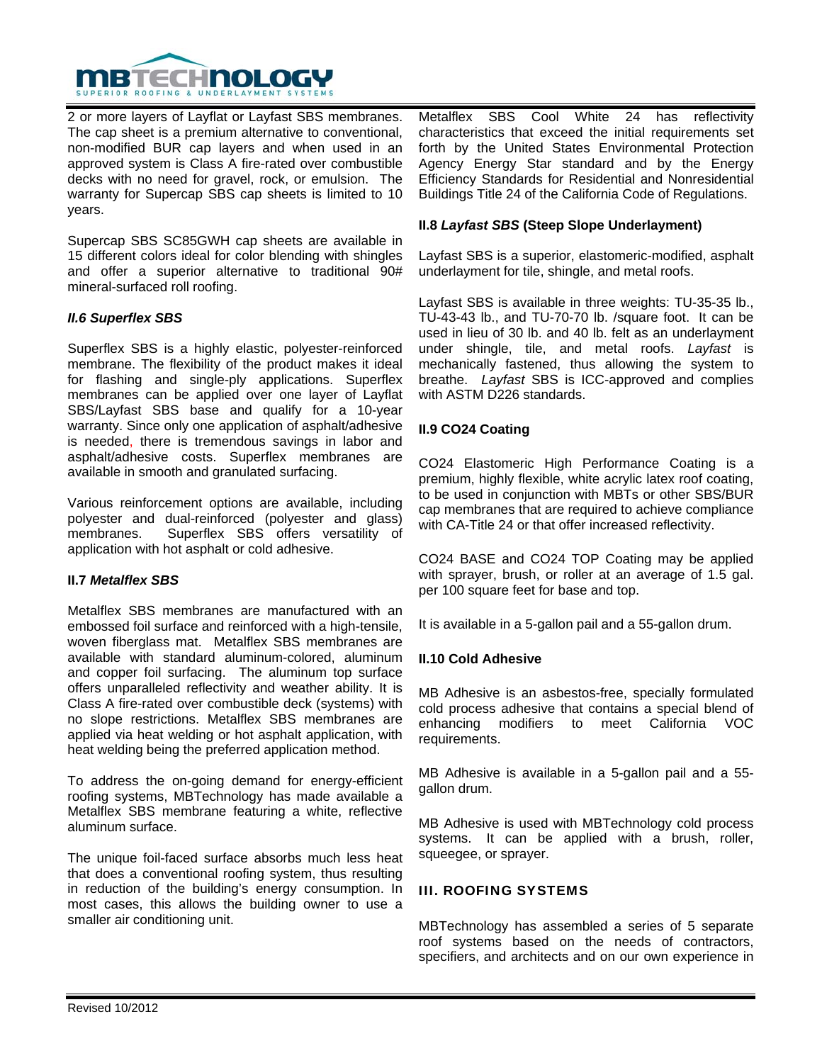2 or more layers of Layflat or Layfast SBS membranes. The cap sheet is a premium alternative to conventional, non-modified BUR cap layers and when used in an approved system is Class A fire-rated over combustible decks with no need for gravel, rock, or emulsion. The warranty for Supercap SBS cap sheets is limited to 10 years.

Supercap SBS SC85GWH cap sheets are available in 15 different colors ideal for color blending with shingles and offer a superior alternative to traditional 90# mineral-surfaced roll roofing.

#### *II.6 Superflex SBS*

Superflex SBS is a highly elastic, polyester-reinforced membrane. The flexibility of the product makes it ideal for flashing and single-ply applications. Superflex membranes can be applied over one layer of Layflat SBS/Layfast SBS base and qualify for a 10-year warranty. Since only one application of asphalt/adhesive is needed, there is tremendous savings in labor and asphalt/adhesive costs. Superflex membranes are available in smooth and granulated surfacing.

Various reinforcement options are available, including polyester and dual-reinforced (polyester and glass) membranes. Superflex SBS offers versatility of application with hot asphalt or cold adhesive.

#### II.7 *Metalflex SBS*

Metalflex SBS membranes are manufactured with an embossed foil surface and reinforced with a high-tensile, woven fiberglass mat. Metalflex SBS membranes are available with standard aluminum-colored, aluminum and copper foil surfacing. The aluminum top surface offers unparalleled reflectivity and weather ability. It is Class A fire-rated over combustible deck (systems) with no slope restrictions. Metalflex SBS membranes are applied via heat welding or hot asphalt application, with heat welding being the preferred application method.

To address the on-going demand for energy-efficient roofing systems, MBTechnology has made available a Metalflex SBS membrane featuring a white, reflective aluminum surface.

The unique foil-faced surface absorbs much less heat that does a conventional roofing system, thus resulting in reduction of the building's energy consumption. In most cases, this allows the building owner to use a smaller air conditioning unit.

Metalflex SBS Cool White 24 has reflectivity characteristics that exceed the initial requirements set forth by the United States Environmental Protection Agency Energy Star standard and by the Energy Efficiency Standards for Residential and Nonresidential Buildings Title 24 of the California Code of Regulations.

#### II.8 *Layfast SBS* (Steep Slope Underlayment)

Layfast SBS is a superior, elastomeric-modified, asphalt underlayment for tile, shingle, and metal roofs.

Layfast SBS is available in three weights: TU-35-35 lb., TU-43-43 lb., and TU-70-70 lb. /square foot. It can be used in lieu of 30 lb. and 40 lb. felt as an underlayment under shingle, tile, and metal roofs. *Layfast* is mechanically fastened, thus allowing the system to breathe. *Layfast* SBS is ICC-approved and complies with ASTM D226 standards.

#### II.9 CO24 Coating

CO24 Elastomeric High Performance Coating is a premium, highly flexible, white acrylic latex roof coating, to be used in conjunction with MBTs or other SBS/BUR cap membranes that are required to achieve compliance with CA-Title 24 or that offer increased reflectivity.

CO24 BASE and CO24 TOP Coating may be applied with sprayer, brush, or roller at an average of 1.5 gal. per 100 square feet for base and top.

It is available in a 5-gallon pail and a 55-gallon drum.

#### II.10 Cold Adhesive

MB Adhesive is an asbestos-free, specially formulated cold process adhesive that contains a special blend of enhancing modifiers to meet California VOC requirements.

MB Adhesive is available in a 5-gallon pail and a 55-gallon drum.

MB Adhesive is used with MBTechnology cold process systems. It can be applied with a brush, roller, squeegee, or sprayer.

## III. ROOFING SYSTEMS

MBTechnology has assembled a series of 5 separate roof systems based on the needs of contractors, specifiers, and architects and on our own experience in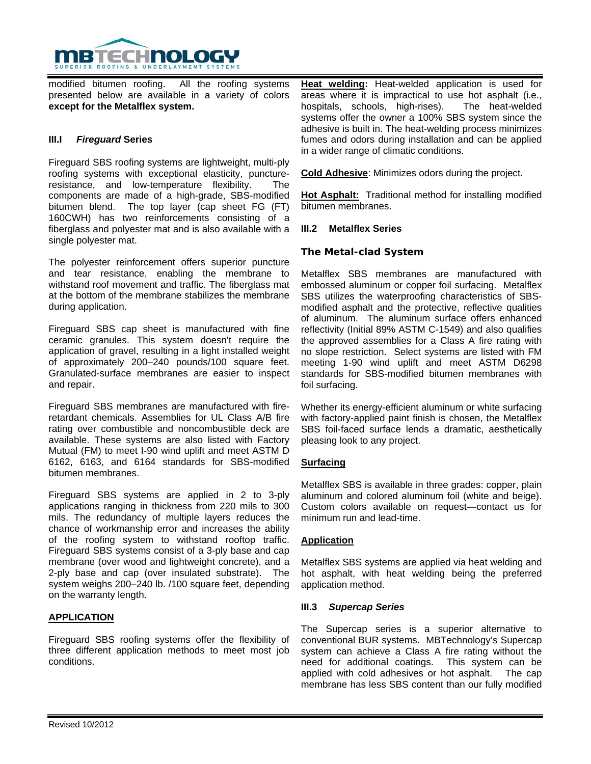modified bitumen roofing. All the roofing systems presented below are available in a variety of colors **except for the Metalflex system.**

### III.I *Fireguard* Series

Fireguard SBS roofing systems are lightweight, multi-ply roofing systems with exceptional elasticity, puncture-resistance, and low-temperature flexibility. The components are made of a high-grade, SBS-modified bitumen blend. The top layer (cap sheet FG (FT) 160CWH) has two reinforcements consisting of a fiberglass and polyester mat and is also available with a single polyester mat.

The polyester reinforcement offers superior puncture and tear resistance, enabling the membrane to withstand roof movement and traffic. The fiberglass mat at the bottom of the membrane stabilizes the membrane during application.

Fireguard SBS cap sheet is manufactured with fine ceramic granules. This system doesn't require the application of gravel, resulting in a light installed weight of approximately 200–240 pounds/100 square feet. Granulated-surface membranes are easier to inspect and repair.

Fireguard SBS membranes are manufactured with fire-retardant chemicals. Assemblies for UL Class A/B fire rating over combustible and noncombustible deck are available. These systems are also listed with Factory Mutual (FM) to meet I-90 wind uplift and meet ASTM D 6162, 6163, and 6164 standards for SBS-modified bitumen membranes.

Fireguard SBS systems are applied in 2 to 3-ply applications ranging in thickness from 220 mils to 300 mils. The redundancy of multiple layers reduces the chance of workmanship error and increases the ability of the roofing system to withstand rooftop traffic. Fireguard SBS systems consist of a 3-ply base and cap membrane (over wood and lightweight concrete), and a 2-ply base and cap (over insulated substrate). The system weighs 200–240 lb. /100 square feet, depending on the warranty length.

**APPLICATION**

Fireguard SBS roofing systems offer the flexibility of three different application methods to meet most job conditions.

**Heat welding:** Heat-welded application is used for areas where it is impractical to use hot asphalt (i.e., hospitals, schools, high-rises). The heat-welded systems offer the owner a 100% SBS system since the adhesive is built in. The heat-welding process minimizes fumes and odors during installation and can be applied in a wider range of climatic conditions.

**Cold Adhesive**: Minimizes odors during the project.

**Hot Asphalt:** Traditional method for installing modified bitumen membranes.

### III.2 Metalflex Series

#### The Metal-clad System

Metalflex SBS membranes are manufactured with embossed aluminum or copper foil surfacing. Metalflex SBS utilizes the waterproofing characteristics of SBS-modified asphalt and the protective, reflective qualities of aluminum. The aluminum surface offers enhanced reflectivity (Initial 89% ASTM C-1549) and also qualifies the approved assemblies for a Class A fire rating with no slope restriction. Select systems are listed with FM meeting 1-90 wind uplift and meet ASTM D6298 standards for SBS-modified bitumen membranes with foil surfacing.

Whether its energy-efficient aluminum or white surfacing with factory-applied paint finish is chosen, the Metalflex SBS foil-faced surface lends a dramatic, aesthetically pleasing look to any project.

**Surfacing**

Metalflex SBS is available in three grades: copper, plain aluminum and colored aluminum foil (white and beige). Custom colors available on request—contact us for minimum run and lead-time.

**Application**

Metalflex SBS systems are applied via heat welding and hot asphalt, with heat welding being the preferred application method.

### III.3 *Supercap Series*

The Supercap series is a superior alternative to conventional BUR systems. MBTechnology's Supercap system can achieve a Class A fire rating without the need for additional coatings. This system can be applied with cold adhesives or hot asphalt. The cap membrane has less SBS content than our fully modified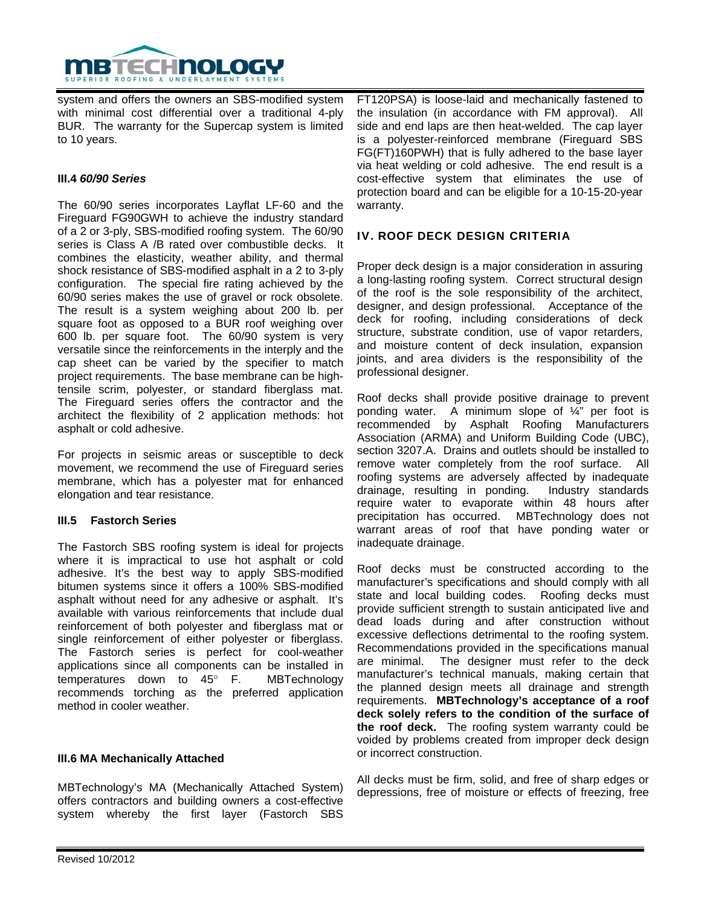system and offers the owners an SBS-modified system with minimal cost differential over a traditional 4-ply BUR. The warranty for the Supercap system is limited to 10 years.

### III.4 *60/90 Series*

The 60/90 series incorporates Layflat LF-60 and the Fireguard FG90GWH to achieve the industry standard of a 2 or 3-ply, SBS-modified roofing system. The 60/90 series is Class A /B rated over combustible decks. It combines the elasticity, weather ability, and thermal shock resistance of SBS-modified asphalt in a 2 to 3-ply configuration. The special fire rating achieved by the 60/90 series makes the use of gravel or rock obsolete. The result is a system weighing about 200 lb. per square foot as opposed to a BUR roof weighing over 600 lb. per square foot. The 60/90 system is very versatile since the reinforcements in the interply and the cap sheet can be varied by the specifier to match project requirements. The base membrane can be high-tensile scrim, polyester, or standard fiberglass mat. The Fireguard series offers the contractor and the architect the flexibility of 2 application methods: hot asphalt or cold adhesive.

For projects in seismic areas or susceptible to deck movement, we recommend the use of Fireguard series membrane, which has a polyester mat for enhanced elongation and tear resistance.

### III.5 Fastorch Series

The Fastorch SBS roofing system is ideal for projects where it is impractical to use hot asphalt or cold adhesive. It's the best way to apply SBS-modified bitumen systems since it offers a 100% SBS-modified asphalt without need for any adhesive or asphalt. It's available with various reinforcements that include dual reinforcement of both polyester and fiberglass mat or single reinforcement of either polyester or fiberglass. The Fastorch series is perfect for cool-weather applications since all components can be installed in temperatures down to 45° F. MBTechnology recommends torching as the preferred application method in cooler weather.

### III.6 MA Mechanically Attached

MBTechnology's MA (Mechanically Attached System) offers contractors and building owners a cost-effective system whereby the first layer (Fastorch SBS FT120PSA) is loose-laid and mechanically fastened to the insulation (in accordance with FM approval). All side and end laps are then heat-welded. The cap layer is a polyester-reinforced membrane (Fireguard SBS FG(FT)160PWH) that is fully adhered to the base layer via heat welding or cold adhesive. The end result is a cost-effective system that eliminates the use of protection board and can be eligible for a 10-15-20-year warranty.

## IV. ROOF DECK DESIGN CRITERIA

Proper deck design is a major consideration in assuring a long-lasting roofing system. Correct structural design of the roof is the sole responsibility of the architect, designer, and design professional. Acceptance of the deck for roofing, including considerations of deck structure, substrate condition, use of vapor retarders, and moisture content of deck insulation, expansion joints, and area dividers is the responsibility of the professional designer.

Roof decks shall provide positive drainage to prevent ponding water. A minimum slope of ¼" per foot is recommended by Asphalt Roofing Manufacturers Association (ARMA) and Uniform Building Code (UBC), section 3207.A. Drains and outlets should be installed to remove water completely from the roof surface. All roofing systems are adversely affected by inadequate drainage, resulting in ponding. Industry standards require water to evaporate within 48 hours after precipitation has occurred. MBTechnology does not warrant areas of roof that have ponding water or inadequate drainage.

Roof decks must be constructed according to the manufacturer's specifications and should comply with all state and local building codes. Roofing decks must provide sufficient strength to sustain anticipated live and dead loads during and after construction without excessive deflections detrimental to the roofing system. Recommendations provided in the specifications manual are minimal. The designer must refer to the deck manufacturer's technical manuals, making certain that the planned design meets all drainage and strength requirements. **MBTechnology's acceptance of a roof deck solely refers to the condition of the surface of the roof deck.** The roofing system warranty could be voided by problems created from improper deck design or incorrect construction.

All decks must be firm, solid, and free of sharp edges or depressions, free of moisture or effects of freezing, free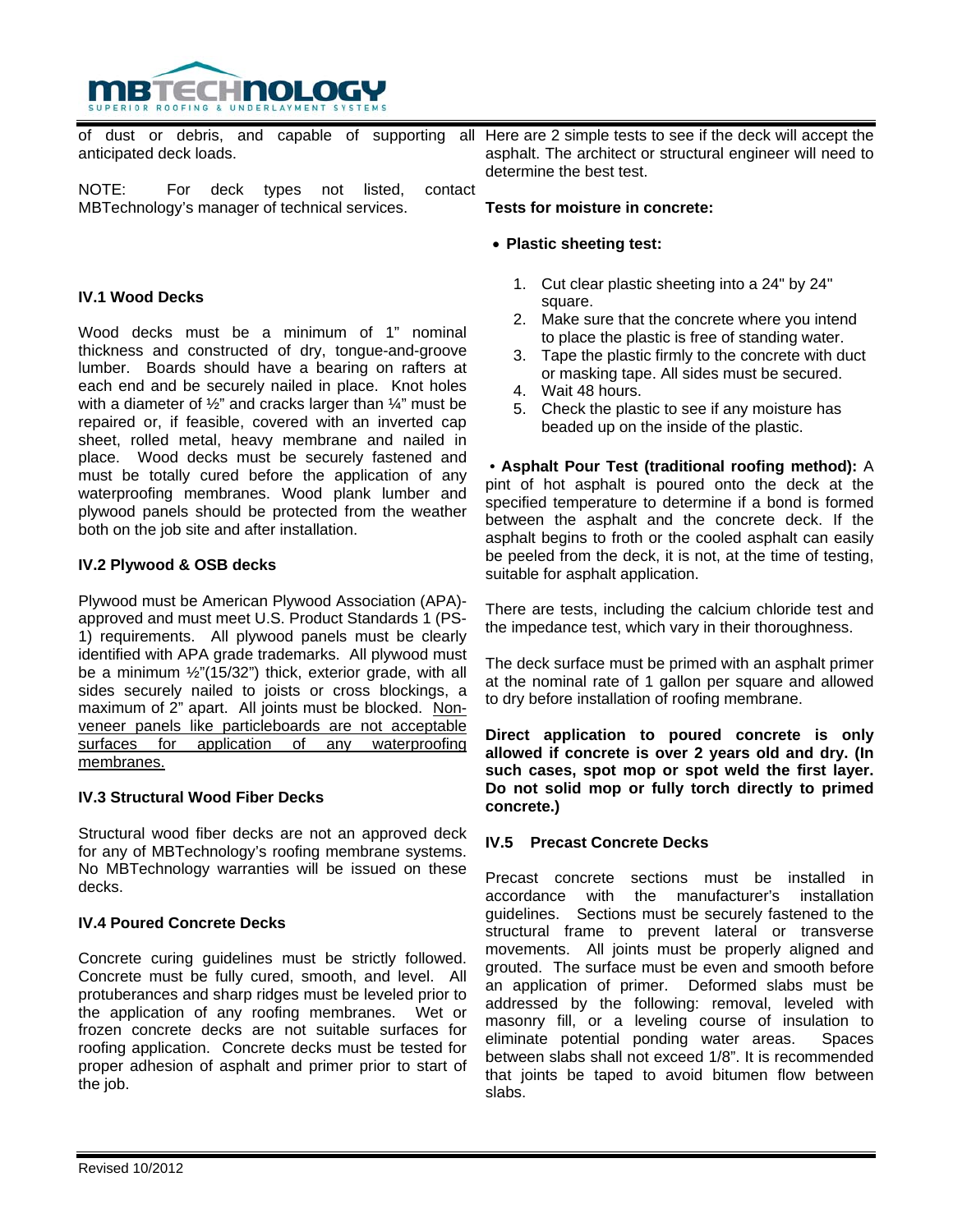of dust or debris, and capable of supporting all anticipated deck loads.

NOTE: For deck types not listed, contact MBTechnology's manager of technical services.

### IV.1 Wood Decks

Wood decks must be a minimum of 1" nominal thickness and constructed of dry, tongue-and-groove lumber. Boards should have a bearing on rafters at each end and be securely nailed in place. Knot holes with a diameter of ½" and cracks larger than ¼" must be repaired or, if feasible, covered with an inverted cap sheet, rolled metal, heavy membrane and nailed in place. Wood decks must be securely fastened and must be totally cured before the application of any waterproofing membranes. Wood plank lumber and plywood panels should be protected from the weather both on the job site and after installation.

### IV.2 Plywood & OSB decks

Plywood must be American Plywood Association (APA)-approved and must meet U.S. Product Standards 1 (PS-1) requirements. All plywood panels must be clearly identified with APA grade trademarks. All plywood must be a minimum ½"(15/32") thick, exterior grade, with all sides securely nailed to joists or cross blockings, a maximum of 2" apart. All joints must be blocked. Non-veneer panels like particleboards are not acceptable surfaces for application of any waterproofing membranes.

### IV.3 Structural Wood Fiber Decks

Structural wood fiber decks are not an approved deck for any of MBTechnology's roofing membrane systems. No MBTechnology warranties will be issued on these decks.

### IV.4 Poured Concrete Decks

Concrete curing guidelines must be strictly followed. Concrete must be fully cured, smooth, and level. All protuberances and sharp ridges must be leveled prior to the application of any roofing membranes. Wet or frozen concrete decks are not suitable surfaces for roofing application. Concrete decks must be tested for proper adhesion of asphalt and primer prior to start of the job.

Here are 2 simple tests to see if the deck will accept the asphalt. The architect or structural engineer will need to determine the best test.

**Tests for moisture in concrete:**

- **Plastic sheeting test:**
  1. Cut clear plastic sheeting into a 24" by 24" square.
  2. Make sure that the concrete where you intend to place the plastic is free of standing water.
  3. Tape the plastic firmly to the concrete with duct or masking tape. All sides must be secured.
  4. Wait 48 hours.
  5. Check the plastic to see if any moisture has beaded up on the inside of the plastic.

- **Asphalt Pour Test (traditional roofing method):** A pint of hot asphalt is poured onto the deck at the specified temperature to determine if a bond is formed between the asphalt and the concrete deck. If the asphalt begins to froth or the cooled asphalt can easily be peeled from the deck, it is not, at the time of testing, suitable for asphalt application.

There are tests, including the calcium chloride test and the impedance test, which vary in their thoroughness.

The deck surface must be primed with an asphalt primer at the nominal rate of 1 gallon per square and allowed to dry before installation of roofing membrane.

**Direct application to poured concrete is only allowed if concrete is over 2 years old and dry. (In such cases, spot mop or spot weld the first layer. Do not solid mop or fully torch directly to primed concrete.)**

### IV.5 Precast Concrete Decks

Precast concrete sections must be installed in accordance with the manufacturer's installation guidelines. Sections must be securely fastened to the structural frame to prevent lateral or transverse movements. All joints must be properly aligned and grouted. The surface must be even and smooth before an application of primer. Deformed slabs must be addressed by the following: removal, leveled with masonry fill, or a leveling course of insulation to eliminate potential ponding water areas. Spaces between slabs shall not exceed 1/8". It is recommended that joints be taped to avoid bitumen flow between slabs.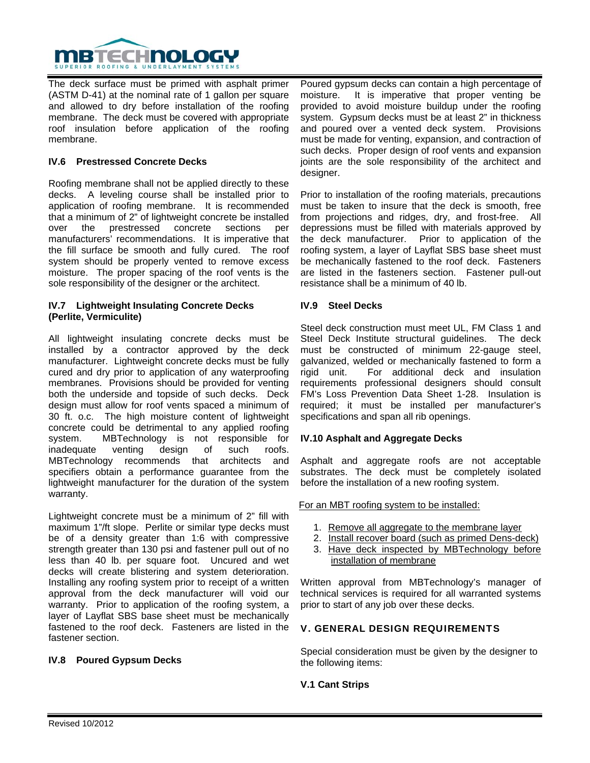The deck surface must be primed with asphalt primer (ASTM D-41) at the nominal rate of 1 gallon per square and allowed to dry before installation of the roofing membrane. The deck must be covered with appropriate roof insulation before application of the roofing membrane.

### IV.6 Prestressed Concrete Decks

Roofing membrane shall not be applied directly to these decks. A leveling course shall be installed prior to application of roofing membrane. It is recommended that a minimum of 2" of lightweight concrete be installed over the prestressed concrete sections per manufacturers' recommendations. It is imperative that the fill surface be smooth and fully cured. The roof system should be properly vented to remove excess moisture. The proper spacing of the roof vents is the sole responsibility of the designer or the architect.

### IV.7 Lightweight Insulating Concrete Decks (Perlite, Vermiculite)

All lightweight insulating concrete decks must be installed by a contractor approved by the deck manufacturer. Lightweight concrete decks must be fully cured and dry prior to application of any waterproofing membranes. Provisions should be provided for venting both the underside and topside of such decks. Deck design must allow for roof vents spaced a minimum of 30 ft. o.c. The high moisture content of lightweight concrete could be detrimental to any applied roofing system. MBTechnology is not responsible for inadequate venting design of such roofs. MBTechnology recommends that architects and specifiers obtain a performance guarantee from the lightweight manufacturer for the duration of the system warranty.

Lightweight concrete must be a minimum of 2" fill with maximum 1"/ft slope. Perlite or similar type decks must be of a density greater than 1:6 with compressive strength greater than 130 psi and fastener pull out of no less than 40 lb. per square foot. Uncured and wet decks will create blistering and system deterioration. Installing any roofing system prior to receipt of a written approval from the deck manufacturer will void our warranty. Prior to application of the roofing system, a layer of Layflat SBS base sheet must be mechanically fastened to the roof deck. Fasteners are listed in the fastener section.

### IV.8 Poured Gypsum Decks

Poured gypsum decks can contain a high percentage of moisture. It is imperative that proper venting be provided to avoid moisture buildup under the roofing system. Gypsum decks must be at least 2" in thickness and poured over a vented deck system. Provisions must be made for venting, expansion, and contraction of such decks. Proper design of roof vents and expansion joints are the sole responsibility of the architect and designer.

Prior to installation of the roofing materials, precautions must be taken to insure that the deck is smooth, free from projections and ridges, dry, and frost-free. All depressions must be filled with materials approved by the deck manufacturer. Prior to application of the roofing system, a layer of Layflat SBS base sheet must be mechanically fastened to the roof deck. Fasteners are listed in the fasteners section. Fastener pull-out resistance shall be a minimum of 40 lb.

### IV.9 Steel Decks

Steel deck construction must meet UL, FM Class 1 and Steel Deck Institute structural guidelines. The deck must be constructed of minimum 22-gauge steel, galvanized, welded or mechanically fastened to form a rigid unit. For additional deck and insulation requirements professional designers should consult FM's Loss Prevention Data Sheet 1-28. Insulation is required; it must be installed per manufacturer's specifications and span all rib openings.

### IV.10 Asphalt and Aggregate Decks

Asphalt and aggregate roofs are not acceptable substrates. The deck must be completely isolated before the installation of a new roofing system.

For an MBT roofing system to be installed:

1. Remove all aggregate to the membrane layer
2. Install recover board (such as primed Dens-deck)
3. Have deck inspected by MBTechnology before installation of membrane

Written approval from MBTechnology's manager of technical services is required for all warranted systems prior to start of any job over these decks.

## V. GENERAL DESIGN REQUIREMENTS

Special consideration must be given by the designer to the following items:

### V.1 Cant Strips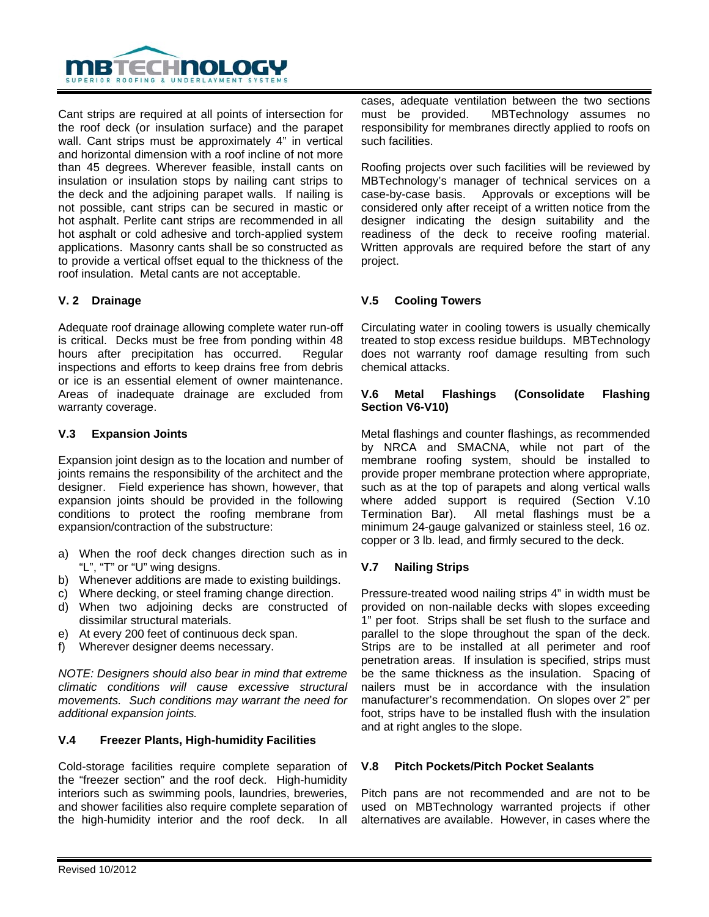Cant strips are required at all points of intersection for the roof deck (or insulation surface) and the parapet wall. Cant strips must be approximately 4" in vertical and horizontal dimension with a roof incline of not more than 45 degrees. Wherever feasible, install cants on insulation or insulation stops by nailing cant strips to the deck and the adjoining parapet walls. If nailing is not possible, cant strips can be secured in mastic or hot asphalt. Perlite cant strips are recommended in all hot asphalt or cold adhesive and torch-applied system applications. Masonry cants shall be so constructed as to provide a vertical offset equal to the thickness of the roof insulation. Metal cants are not acceptable.

### V. 2 Drainage

Adequate roof drainage allowing complete water run-off is critical. Decks must be free from ponding within 48 hours after precipitation has occurred. Regular inspections and efforts to keep drains free from debris or ice is an essential element of owner maintenance. Areas of inadequate drainage are excluded from warranty coverage.

### V.3 Expansion Joints

Expansion joint design as to the location and number of joints remains the responsibility of the architect and the designer. Field experience has shown, however, that expansion joints should be provided in the following conditions to protect the roofing membrane from expansion/contraction of the substructure:

a) When the roof deck changes direction such as in "L", "T" or "U" wing designs.
b) Whenever additions are made to existing buildings.
c) Where decking, or steel framing change direction.
d) When two adjoining decks are constructed of dissimilar structural materials.
e) At every 200 feet of continuous deck span.
f) Wherever designer deems necessary.

*NOTE: Designers should also bear in mind that extreme climatic conditions will cause excessive structural movements. Such conditions may warrant the need for additional expansion joints.*

### V.4 Freezer Plants, High-humidity Facilities

Cold-storage facilities require complete separation of the "freezer section" and the roof deck. High-humidity interiors such as swimming pools, laundries, breweries, and shower facilities also require complete separation of the high-humidity interior and the roof deck. In all cases, adequate ventilation between the two sections must be provided. MBTechnology assumes no responsibility for membranes directly applied to roofs on such facilities.

Roofing projects over such facilities will be reviewed by MBTechnology's manager of technical services on a case-by-case basis. Approvals or exceptions will be considered only after receipt of a written notice from the designer indicating the design suitability and the readiness of the deck to receive roofing material. Written approvals are required before the start of any project.

### V.5 Cooling Towers

Circulating water in cooling towers is usually chemically treated to stop excess residue buildups. MBTechnology does not warranty roof damage resulting from such chemical attacks.

### V.6 Metal Flashings (Consolidate Flashing Section V6-V10)

Metal flashings and counter flashings, as recommended by NRCA and SMACNA, while not part of the membrane roofing system, should be installed to provide proper membrane protection where appropriate, such as at the top of parapets and along vertical walls where added support is required (Section V.10 Termination Bar). All metal flashings must be a minimum 24-gauge galvanized or stainless steel, 16 oz. copper or 3 lb. lead, and firmly secured to the deck.

### V.7 Nailing Strips

Pressure-treated wood nailing strips 4" in width must be provided on non-nailable decks with slopes exceeding 1" per foot. Strips shall be set flush to the surface and parallel to the slope throughout the span of the deck. Strips are to be installed at all perimeter and roof penetration areas. If insulation is specified, strips must be the same thickness as the insulation. Spacing of nailers must be in accordance with the insulation manufacturer's recommendation. On slopes over 2" per foot, strips have to be installed flush with the insulation and at right angles to the slope.

### V.8 Pitch Pockets/Pitch Pocket Sealants

Pitch pans are not recommended and are not to be used on MBTechnology warranted projects if other alternatives are available. However, in cases where the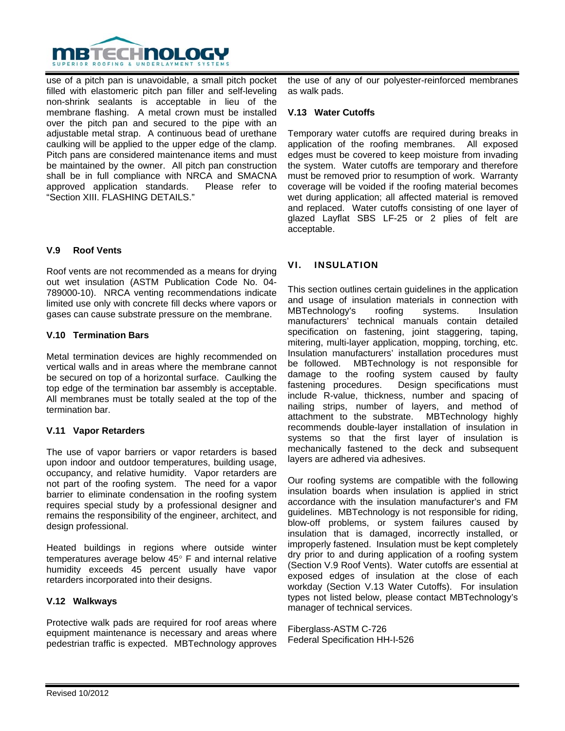use of a pitch pan is unavoidable, a small pitch pocket filled with elastomeric pitch pan filler and self-leveling non-shrink sealants is acceptable in lieu of the membrane flashing. A metal crown must be installed over the pitch pan and secured to the pipe with an adjustable metal strap. A continuous bead of urethane caulking will be applied to the upper edge of the clamp. Pitch pans are considered maintenance items and must be maintained by the owner. All pitch pan construction shall be in full compliance with NRCA and SMACNA approved application standards. Please refer to "Section XIII. FLASHING DETAILS."

### V.9 Roof Vents

Roof vents are not recommended as a means for drying out wet insulation (ASTM Publication Code No. 04-789000-10). NRCA venting recommendations indicate limited use only with concrete fill decks where vapors or gases can cause substrate pressure on the membrane.

### V.10 Termination Bars

Metal termination devices are highly recommended on vertical walls and in areas where the membrane cannot be secured on top of a horizontal surface. Caulking the top edge of the termination bar assembly is acceptable. All membranes must be totally sealed at the top of the termination bar.

### V.11 Vapor Retarders

The use of vapor barriers or vapor retarders is based upon indoor and outdoor temperatures, building usage, occupancy, and relative humidity. Vapor retarders are not part of the roofing system. The need for a vapor barrier to eliminate condensation in the roofing system requires special study by a professional designer and remains the responsibility of the engineer, architect, and design professional.

Heated buildings in regions where outside winter temperatures average below 45° F and internal relative humidity exceeds 45 percent usually have vapor retarders incorporated into their designs.

### V.12 Walkways

Protective walk pads are required for roof areas where equipment maintenance is necessary and areas where pedestrian traffic is expected. MBTechnology approves the use of any of our polyester-reinforced membranes as walk pads.

### V.13 Water Cutoffs

Temporary water cutoffs are required during breaks in application of the roofing membranes. All exposed edges must be covered to keep moisture from invading the system. Water cutoffs are temporary and therefore must be removed prior to resumption of work. Warranty coverage will be voided if the roofing material becomes wet during application; all affected material is removed and replaced. Water cutoffs consisting of one layer of glazed Layflat SBS LF-25 or 2 plies of felt are acceptable.

## VI. INSULATION

This section outlines certain guidelines in the application and usage of insulation materials in connection with MBTechnology's roofing systems. Insulation manufacturers' technical manuals contain detailed specification on fastening, joint staggering, taping, mitering, multi-layer application, mopping, torching, etc. Insulation manufacturers' installation procedures must be followed. MBTechnology is not responsible for damage to the roofing system caused by faulty fastening procedures. Design specifications must include R-value, thickness, number and spacing of nailing strips, number of layers, and method of attachment to the substrate. MBTechnology highly recommends double-layer installation of insulation in systems so that the first layer of insulation is mechanically fastened to the deck and subsequent layers are adhered via adhesives.

Our roofing systems are compatible with the following insulation boards when insulation is applied in strict accordance with the insulation manufacturer's and FM guidelines. MBTechnology is not responsible for riding, blow-off problems, or system failures caused by insulation that is damaged, incorrectly installed, or improperly fastened. Insulation must be kept completely dry prior to and during application of a roofing system (Section V.9 Roof Vents). Water cutoffs are essential at exposed edges of insulation at the close of each workday (Section V.13 Water Cutoffs). For insulation types not listed below, please contact MBTechnology's manager of technical services.

Fiberglass-ASTM C-726
Federal Specification HH-I-526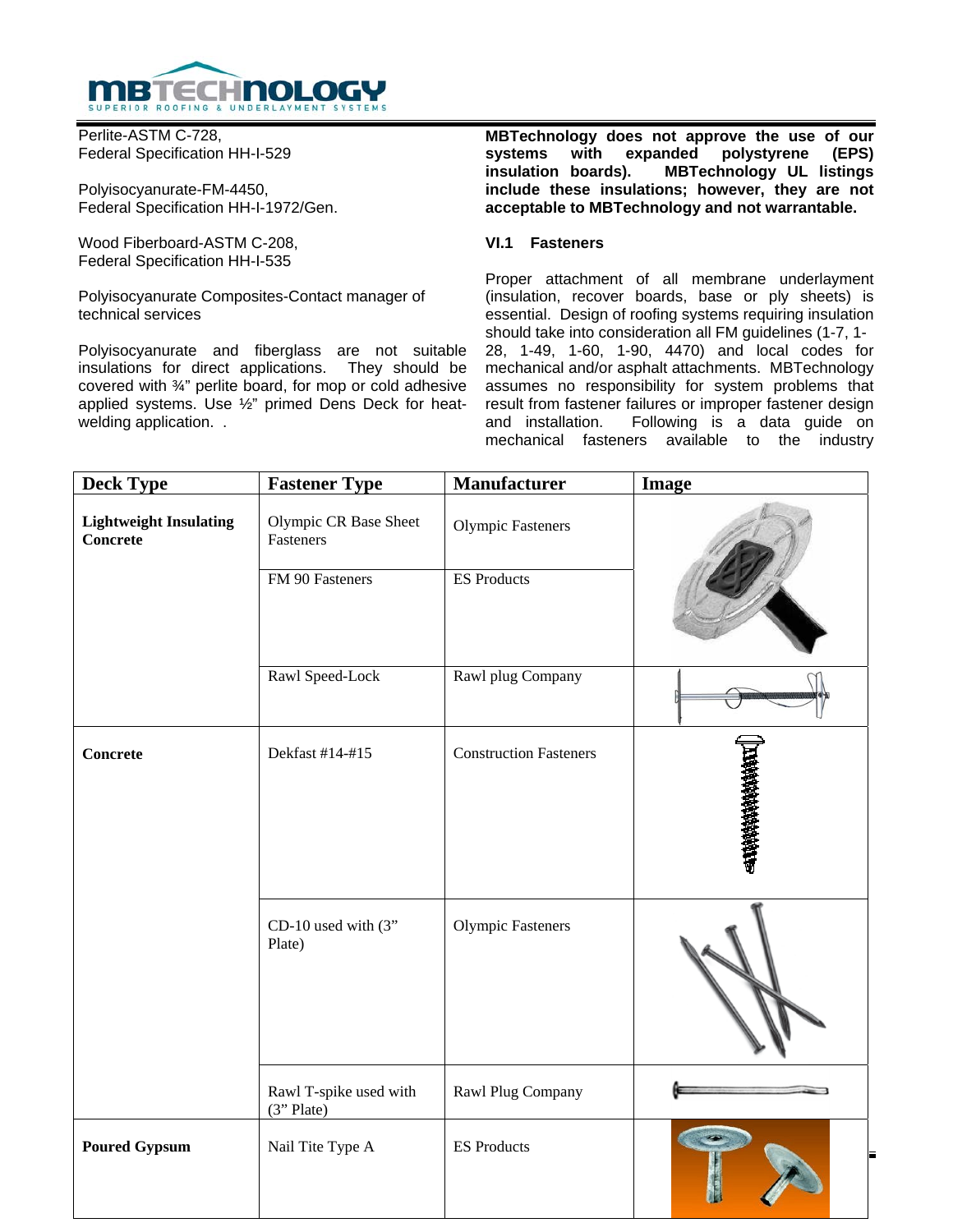Perlite-ASTM C-728,
Federal Specification HH-I-529

Polyisocyanurate-FM-4450,
Federal Specification HH-I-1972/Gen.

Wood Fiberboard-ASTM C-208,
Federal Specification HH-I-535

Polyisocyanurate Composites-Contact manager of technical services

Polyisocyanurate and fiberglass are not suitable insulations for direct applications. They should be covered with ¾" perlite board, for mop or cold adhesive applied systems. Use ½" primed Dens Deck for heat-welding application. .

**MBTechnology does not approve the use of our systems with expanded polystyrene (EPS) insulation boards). MBTechnology UL listings include these insulations; however, they are not acceptable to MBTechnology and not warrantable.**

### VI.1 Fasteners

Proper attachment of all membrane underlayment (insulation, recover boards, base or ply sheets) is essential. Design of roofing systems requiring insulation should take into consideration all FM guidelines (1-7, 1-28, 1-49, 1-60, 1-90, 4470) and local codes for mechanical and/or asphalt attachments. MBTechnology assumes no responsibility for system problems that result from fastener failures or improper fastener design and installation. Following is a data guide on mechanical fasteners available to the industry

| Deck Type | Fastener Type | Manufacturer | Image |
|---|---|---|---|
| **Lightweight Insulating Concrete** | Olympic CR Base Sheet Fasteners | Olympic Fasteners | |
| | FM 90 Fasteners | ES Products | |
| | Rawl Speed-Lock | Rawl plug Company | |
| **Concrete** | Dekfast #14-#15 | Construction Fasteners | |
| | CD-10 used with (3" Plate) | Olympic Fasteners | |
| | Rawl T-spike used with (3" Plate) | Rawl Plug Company | |
| **Poured Gypsum** | Nail Tite Type A | ES Products | |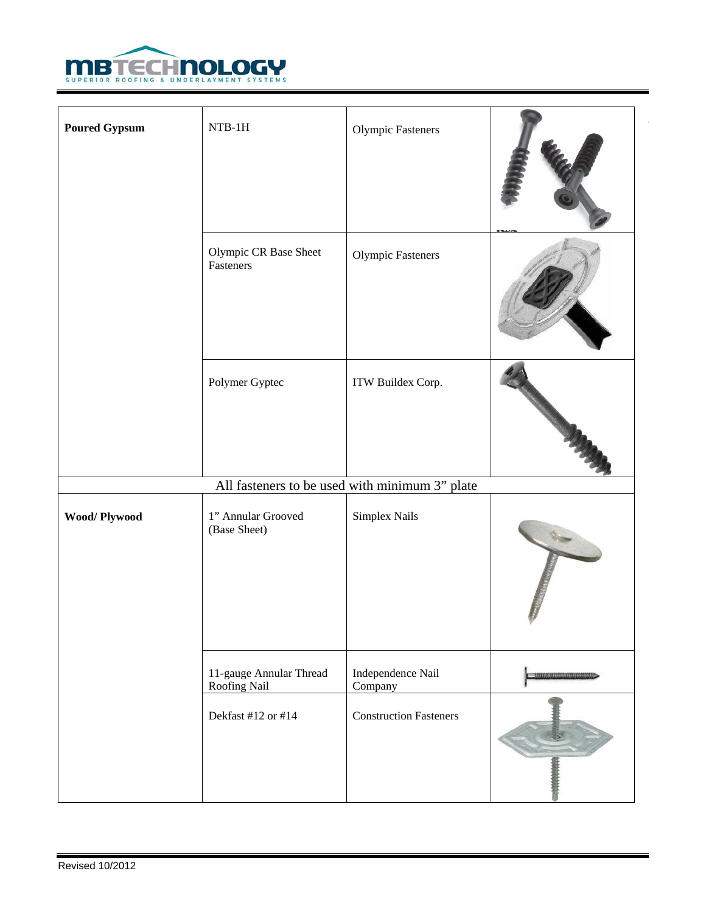| | | | |
|---|---|---|---|
| **Poured Gypsum** | NTB-1H | Olympic Fasteners | |
| | Olympic CR Base Sheet Fasteners | Olympic Fasteners | |
| | Polymer Gyptec | ITW Buildex Corp. | |
| All fasteners to be used with minimum 3" plate | | | |
| **Wood/ Plywood** | 1" Annular Grooved (Base Sheet) | Simplex Nails | |
| | 11-gauge Annular Thread Roofing Nail | Independence Nail Company | |
| | Dekfast #12 or #14 | Construction Fasteners | |

Revised 10/2012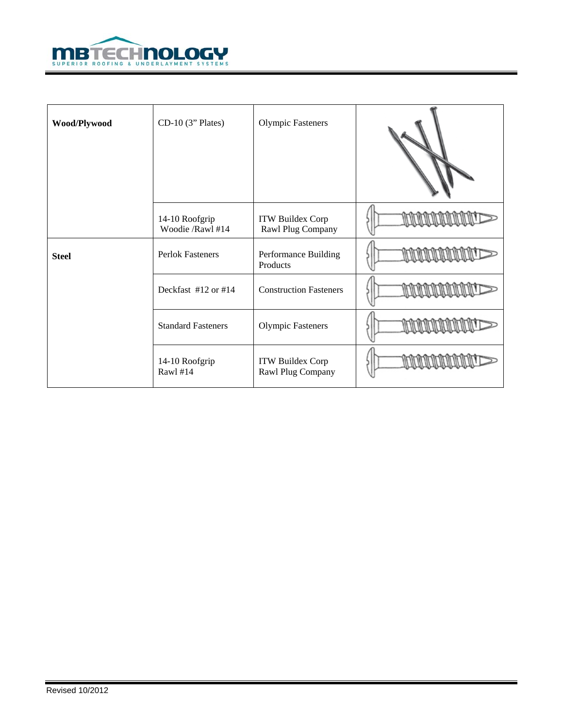| Wood/Plywood | CD-10 (3" Plates) | Olympic Fasteners | |
|---|---|---|---|
| | 14-10 Roofgrip Woodie /Rawl #14 | ITW Buildex Corp Rawl Plug Company | |
| **Steel** | Perlok Fasteners | Performance Building Products | |
| | Deckfast #12 or #14 | Construction Fasteners | |
| | Standard Fasteners | Olympic Fasteners | |
| | 14-10 Roofgrip Rawl #14 | ITW Buildex Corp Rawl Plug Company | |

Revised 10/2012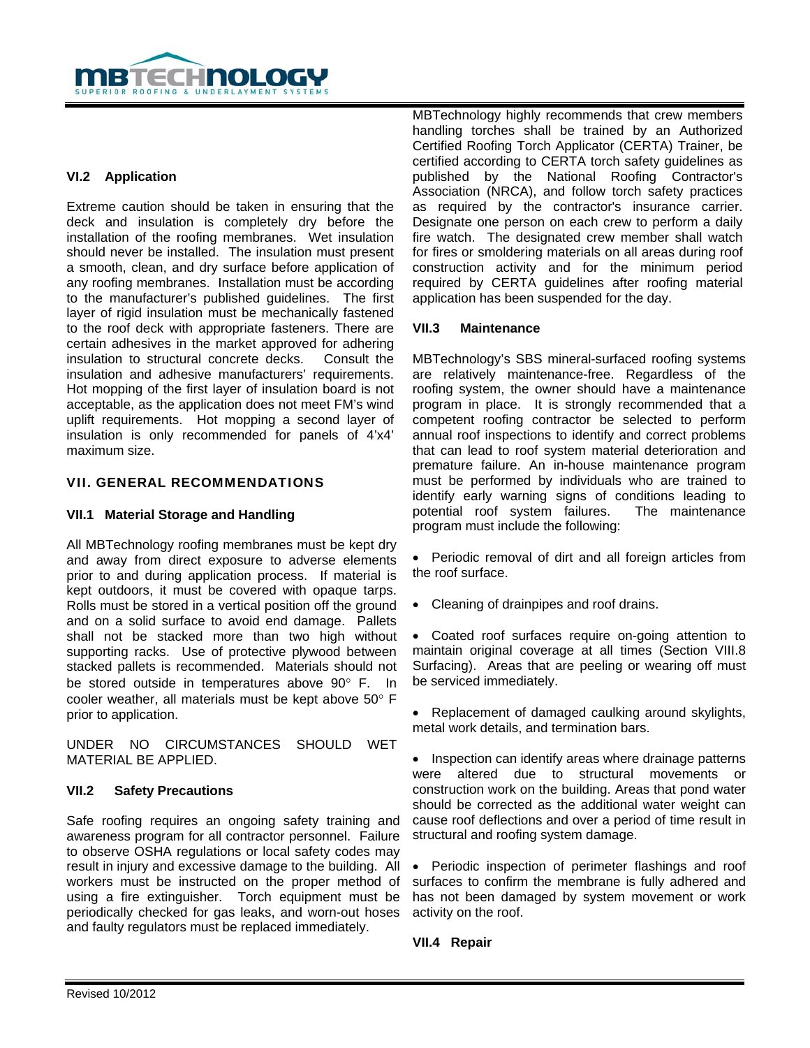### VI.2 Application

Extreme caution should be taken in ensuring that the deck and insulation is completely dry before the installation of the roofing membranes. Wet insulation should never be installed. The insulation must present a smooth, clean, and dry surface before application of any roofing membranes. Installation must be according to the manufacturer's published guidelines. The first layer of rigid insulation must be mechanically fastened to the roof deck with appropriate fasteners. There are certain adhesives in the market approved for adhering insulation to structural concrete decks. Consult the insulation and adhesive manufacturers' requirements. Hot mopping of the first layer of insulation board is not acceptable, as the application does not meet FM's wind uplift requirements. Hot mopping a second layer of insulation is only recommended for panels of 4'x4' maximum size.

## VII. GENERAL RECOMMENDATIONS

### VII.1 Material Storage and Handling

All MBTechnology roofing membranes must be kept dry and away from direct exposure to adverse elements prior to and during application process. If material is kept outdoors, it must be covered with opaque tarps. Rolls must be stored in a vertical position off the ground and on a solid surface to avoid end damage. Pallets shall not be stacked more than two high without supporting racks. Use of protective plywood between stacked pallets is recommended. Materials should not be stored outside in temperatures above 90° F. In cooler weather, all materials must be kept above 50° F prior to application.

UNDER NO CIRCUMSTANCES SHOULD WET MATERIAL BE APPLIED.

### VII.2 Safety Precautions

Safe roofing requires an ongoing safety training and awareness program for all contractor personnel. Failure to observe OSHA regulations or local safety codes may result in injury and excessive damage to the building. All workers must be instructed on the proper method of using a fire extinguisher. Torch equipment must be periodically checked for gas leaks, and worn-out hoses and faulty regulators must be replaced immediately.

MBTechnology highly recommends that crew members handling torches shall be trained by an Authorized Certified Roofing Torch Applicator (CERTA) Trainer, be certified according to CERTA torch safety guidelines as published by the National Roofing Contractor's Association (NRCA), and follow torch safety practices as required by the contractor's insurance carrier. Designate one person on each crew to perform a daily fire watch. The designated crew member shall watch for fires or smoldering materials on all areas during roof construction activity and for the minimum period required by CERTA guidelines after roofing material application has been suspended for the day.

### VII.3 Maintenance

MBTechnology's SBS mineral-surfaced roofing systems are relatively maintenance-free. Regardless of the roofing system, the owner should have a maintenance program in place. It is strongly recommended that a competent roofing contractor be selected to perform annual roof inspections to identify and correct problems that can lead to roof system material deterioration and premature failure. An in-house maintenance program must be performed by individuals who are trained to identify early warning signs of conditions leading to potential roof system failures. The maintenance program must include the following:

- Periodic removal of dirt and all foreign articles from the roof surface.
- Cleaning of drainpipes and roof drains.
- Coated roof surfaces require on-going attention to maintain original coverage at all times (Section VIII.8 Surfacing). Areas that are peeling or wearing off must be serviced immediately.
- Replacement of damaged caulking around skylights, metal work details, and termination bars.
- Inspection can identify areas where drainage patterns were altered due to structural movements or construction work on the building. Areas that pond water should be corrected as the additional water weight can cause roof deflections and over a period of time result in structural and roofing system damage.
- Periodic inspection of perimeter flashings and roof surfaces to confirm the membrane is fully adhered and has not been damaged by system movement or work activity on the roof.

### VII.4 Repair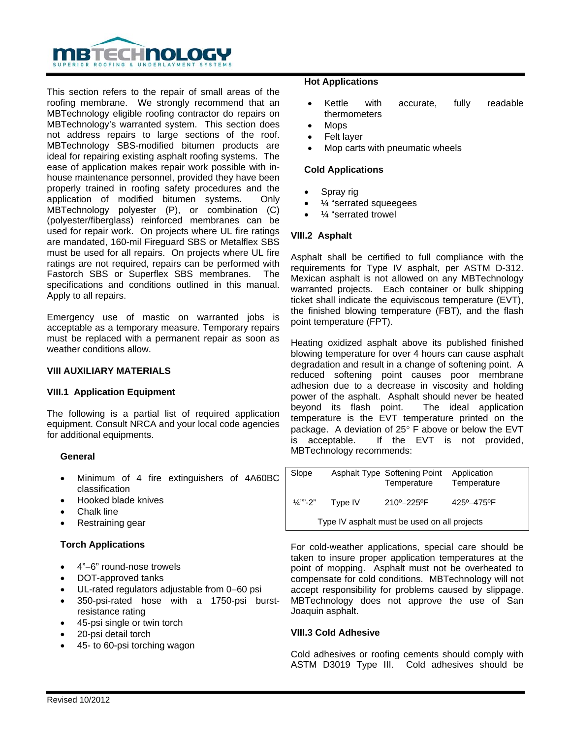This section refers to the repair of small areas of the roofing membrane. We strongly recommend that an MBTechnology eligible roofing contractor do repairs on MBTechnology's warranted system. This section does not address repairs to large sections of the roof. MBTechnology SBS-modified bitumen products are ideal for repairing existing asphalt roofing systems. The ease of application makes repair work possible with in-house maintenance personnel, provided they have been properly trained in roofing safety procedures and the application of modified bitumen systems. Only MBTechnology polyester (P), or combination (C) (polyester/fiberglass) reinforced membranes can be used for repair work. On projects where UL fire ratings are mandated, 160-mil Fireguard SBS or Metalflex SBS must be used for all repairs. On projects where UL fire ratings are not required, repairs can be performed with Fastorch SBS or Superflex SBS membranes. The specifications and conditions outlined in this manual. Apply to all repairs.

Emergency use of mastic on warranted jobs is acceptable as a temporary measure. Temporary repairs must be replaced with a permanent repair as soon as weather conditions allow.

## VIII AUXILIARY MATERIALS

### VIII.1 Application Equipment

The following is a partial list of required application equipment. Consult NRCA and your local code agencies for additional equipments.

**General**

- Minimum of 4 fire extinguishers of 4A60BC classification
- Hooked blade knives
- Chalk line
- Restraining gear

**Torch Applications**

- 4"–6" round-nose trowels
- DOT-approved tanks
- UL-rated regulators adjustable from 0–60 psi
- 350-psi-rated hose with a 1750-psi burst-resistance rating
- 45-psi single or twin torch
- 20-psi detail torch
- 45- to 60-psi torching wagon

**Hot Applications**

- Kettle with accurate, fully readable thermometers
- Mops
- Felt layer
- Mop carts with pneumatic wheels

**Cold Applications**

- Spray rig
- ¼ "serrated squeegees
- ¼ "serrated trowel

### VIII.2 Asphalt

Asphalt shall be certified to full compliance with the requirements for Type IV asphalt, per ASTM D-312. Mexican asphalt is not allowed on any MBTechnology warranted projects. Each container or bulk shipping ticket shall indicate the equiviscous temperature (EVT), the finished blowing temperature (FBT), and the flash point temperature (FPT).

Heating oxidized asphalt above its published finished blowing temperature for over 4 hours can cause asphalt degradation and result in a change of softening point. A reduced softening point causes poor membrane adhesion due to a decrease in viscosity and holding power of the asphalt. Asphalt should never be heated beyond its flash point. The ideal application temperature is the EVT temperature printed on the package. A deviation of 25° F above or below the EVT is acceptable. If the EVT is not provided, MBTechnology recommends:

| Slope | Asphalt Type | Softening Point Temperature | Application Temperature |
|---|---|---|---|
| ¼""-2" | Type IV | 210º–225ºF | 425º–475ºF |
| Type IV asphalt must be used on all projects | | | |

For cold-weather applications, special care should be taken to insure proper application temperatures at the point of mopping. Asphalt must not be overheated to compensate for cold conditions. MBTechnology will not accept responsibility for problems caused by slippage. MBTechnology does not approve the use of San Joaquin asphalt.

### VIII.3 Cold Adhesive

Cold adhesives or roofing cements should comply with ASTM D3019 Type III. Cold adhesives should be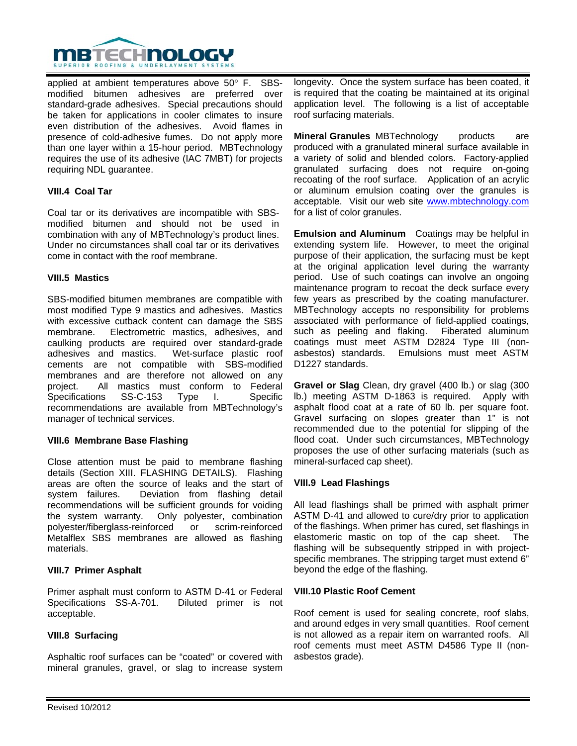applied at ambient temperatures above 50° F. SBS-modified bitumen adhesives are preferred over standard-grade adhesives. Special precautions should be taken for applications in cooler climates to insure even distribution of the adhesives. Avoid flames in presence of cold-adhesive fumes. Do not apply more than one layer within a 15-hour period. MBTechnology requires the use of its adhesive (IAC 7MBT) for projects requiring NDL guarantee.

### VIII.4 Coal Tar

Coal tar or its derivatives are incompatible with SBS-modified bitumen and should not be used in combination with any of MBTechnology's product lines. Under no circumstances shall coal tar or its derivatives come in contact with the roof membrane.

### VIII.5 Mastics

SBS-modified bitumen membranes are compatible with most modified Type 9 mastics and adhesives. Mastics with excessive cutback content can damage the SBS membrane. Electrometric mastics, adhesives, and caulking products are required over standard-grade adhesives and mastics. Wet-surface plastic roof cements are not compatible with SBS-modified membranes and are therefore not allowed on any project. All mastics must conform to Federal Specifications SS-C-153 Type I. Specific recommendations are available from MBTechnology's manager of technical services.

### VIII.6 Membrane Base Flashing

Close attention must be paid to membrane flashing details (Section XIII. FLASHING DETAILS). Flashing areas are often the source of leaks and the start of system failures. Deviation from flashing detail recommendations will be sufficient grounds for voiding the system warranty. Only polyester, combination polyester/fiberglass-reinforced or scrim-reinforced Metalflex SBS membranes are allowed as flashing materials.

### VIII.7 Primer Asphalt

Primer asphalt must conform to ASTM D-41 or Federal Specifications SS-A-701. Diluted primer is not acceptable.

### VIII.8 Surfacing

Asphaltic roof surfaces can be "coated" or covered with mineral granules, gravel, or slag to increase system longevity. Once the system surface has been coated, it is required that the coating be maintained at its original application level. The following is a list of acceptable roof surfacing materials.

**Mineral Granules** MBTechnology products are produced with a granulated mineral surface available in a variety of solid and blended colors. Factory-applied granulated surfacing does not require on-going recoating of the roof surface. Application of an acrylic or aluminum emulsion coating over the granules is acceptable. Visit our web site [www.mbtechnology.com](http://www.mbtechnology.com) for a list of color granules.

**Emulsion and Aluminum** Coatings may be helpful in extending system life. However, to meet the original purpose of their application, the surfacing must be kept at the original application level during the warranty period. Use of such coatings can involve an ongoing maintenance program to recoat the deck surface every few years as prescribed by the coating manufacturer. MBTechnology accepts no responsibility for problems associated with performance of field-applied coatings, such as peeling and flaking. Fiberated aluminum coatings must meet ASTM D2824 Type III (non-asbestos) standards. Emulsions must meet ASTM D1227 standards.

**Gravel or Slag** Clean, dry gravel (400 lb.) or slag (300 lb.) meeting ASTM D-1863 is required. Apply with asphalt flood coat at a rate of 60 lb. per square foot. Gravel surfacing on slopes greater than 1" is not recommended due to the potential for slipping of the flood coat. Under such circumstances, MBTechnology proposes the use of other surfacing materials (such as mineral-surfaced cap sheet).

### VIII.9 Lead Flashings

All lead flashings shall be primed with asphalt primer ASTM D-41 and allowed to cure/dry prior to application of the flashings. When primer has cured, set flashings in elastomeric mastic on top of the cap sheet. The flashing will be subsequently stripped in with project-specific membranes. The stripping target must extend 6" beyond the edge of the flashing.

### VIII.10 Plastic Roof Cement

Roof cement is used for sealing concrete, roof slabs, and around edges in very small quantities. Roof cement is not allowed as a repair item on warranted roofs. All roof cements must meet ASTM D4586 Type II (non-asbestos grade).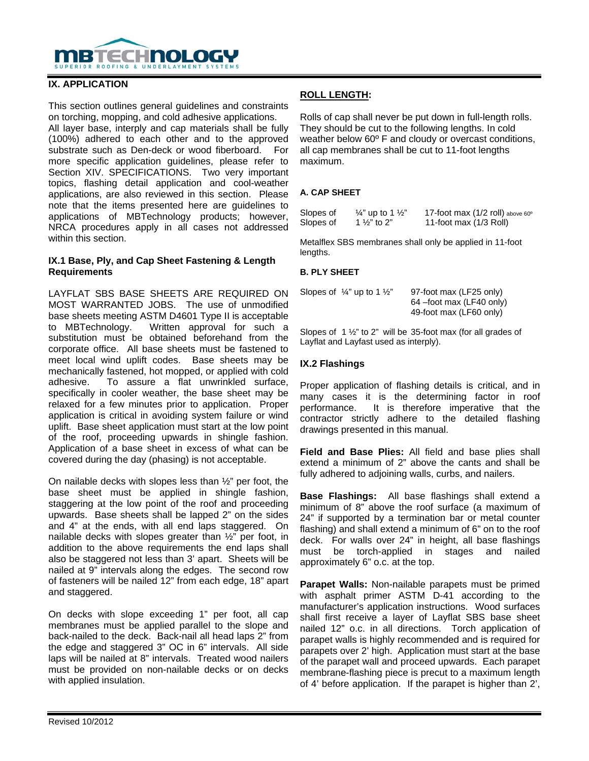## IX. APPLICATION

This section outlines general guidelines and constraints on torching, mopping, and cold adhesive applications. All layer base, interply and cap materials shall be fully (100%) adhered to each other and to the approved substrate such as Den-deck or wood fiberboard. For more specific application guidelines, please refer to Section XIV. SPECIFICATIONS. Two very important topics, flashing detail application and cool-weather applications, are also reviewed in this section. Please note that the items presented here are guidelines to applications of MBTechnology products; however, NRCA procedures apply in all cases not addressed within this section.

### IX.1 Base, Ply, and Cap Sheet Fastening & Length Requirements

LAYFLAT SBS BASE SHEETS ARE REQUIRED ON MOST WARRANTED JOBS. The use of unmodified base sheets meeting ASTM D4601 Type II is acceptable to MBTechnology. Written approval for such a substitution must be obtained beforehand from the corporate office. All base sheets must be fastened to meet local wind uplift codes. Base sheets may be mechanically fastened, hot mopped, or applied with cold adhesive. To assure a flat unwrinkled surface, specifically in cooler weather, the base sheet may be relaxed for a few minutes prior to application. Proper application is critical in avoiding system failure or wind uplift. Base sheet application must start at the low point of the roof, proceeding upwards in shingle fashion. Application of a base sheet in excess of what can be covered during the day (phasing) is not acceptable.

On nailable decks with slopes less than ½" per foot, the base sheet must be applied in shingle fashion, staggering at the low point of the roof and proceeding upwards. Base sheets shall be lapped 2" on the sides and 4" at the ends, with all end laps staggered. On nailable decks with slopes greater than ½" per foot, in addition to the above requirements the end laps shall also be staggered not less than 3' apart. Sheets will be nailed at 9" intervals along the edges. The second row of fasteners will be nailed 12" from each edge, 18" apart and staggered.

On decks with slope exceeding 1" per foot, all cap membranes must be applied parallel to the slope and back-nailed to the deck. Back-nail all head laps 2" from the edge and staggered 3" OC in 6" intervals. All side laps will be nailed at 8" intervals. Treated wood nailers must be provided on non-nailable decks or on decks with applied insulation.

**ROLL LENGTH:**

Rolls of cap shall never be put down in full-length rolls. They should be cut to the following lengths. In cold weather below 60º F and cloudy or overcast conditions, all cap membranes shall be cut to 11-foot lengths maximum.

#### A. CAP SHEET

| | | |
|---|---|---|
| Slopes of | ¼" up to 1 ½" | 17-foot max (1/2 roll) above 60º |
| Slopes of | 1 ½" to 2" | 11-foot max (1/3 Roll) |

Metalflex SBS membranes shall only be applied in 11-foot lengths.

#### B. PLY SHEET

| | |
|---|---|
| Slopes of ¼" up to 1 ½" | 97-foot max (LF25 only) |
| | 64 –foot max (LF40 only) |
| | 49-foot max (LF60 only) |

Slopes of 1 ½" to 2" will be 35-foot max (for all grades of Layflat and Layfast used as interply).

### IX.2 Flashings

Proper application of flashing details is critical, and in many cases it is the determining factor in roof performance. It is therefore imperative that the contractor strictly adhere to the detailed flashing drawings presented in this manual.

**Field and Base Plies:** All field and base plies shall extend a minimum of 2" above the cants and shall be fully adhered to adjoining walls, curbs, and nailers.

**Base Flashings:** All base flashings shall extend a minimum of 8" above the roof surface (a maximum of 24" if supported by a termination bar or metal counter flashing) and shall extend a minimum of 6" on to the roof deck. For walls over 24" in height, all base flashings must be torch-applied in stages and nailed approximately 6" o.c. at the top.

**Parapet Walls:** Non-nailable parapets must be primed with asphalt primer ASTM D-41 according to the manufacturer's application instructions. Wood surfaces shall first receive a layer of Layflat SBS base sheet nailed 12" o.c. in all directions. Torch application of parapet walls is highly recommended and is required for parapets over 2' high. Application must start at the base of the parapet wall and proceed upwards. Each parapet membrane-flashing piece is precut to a maximum length of 4' before application. If the parapet is higher than 2',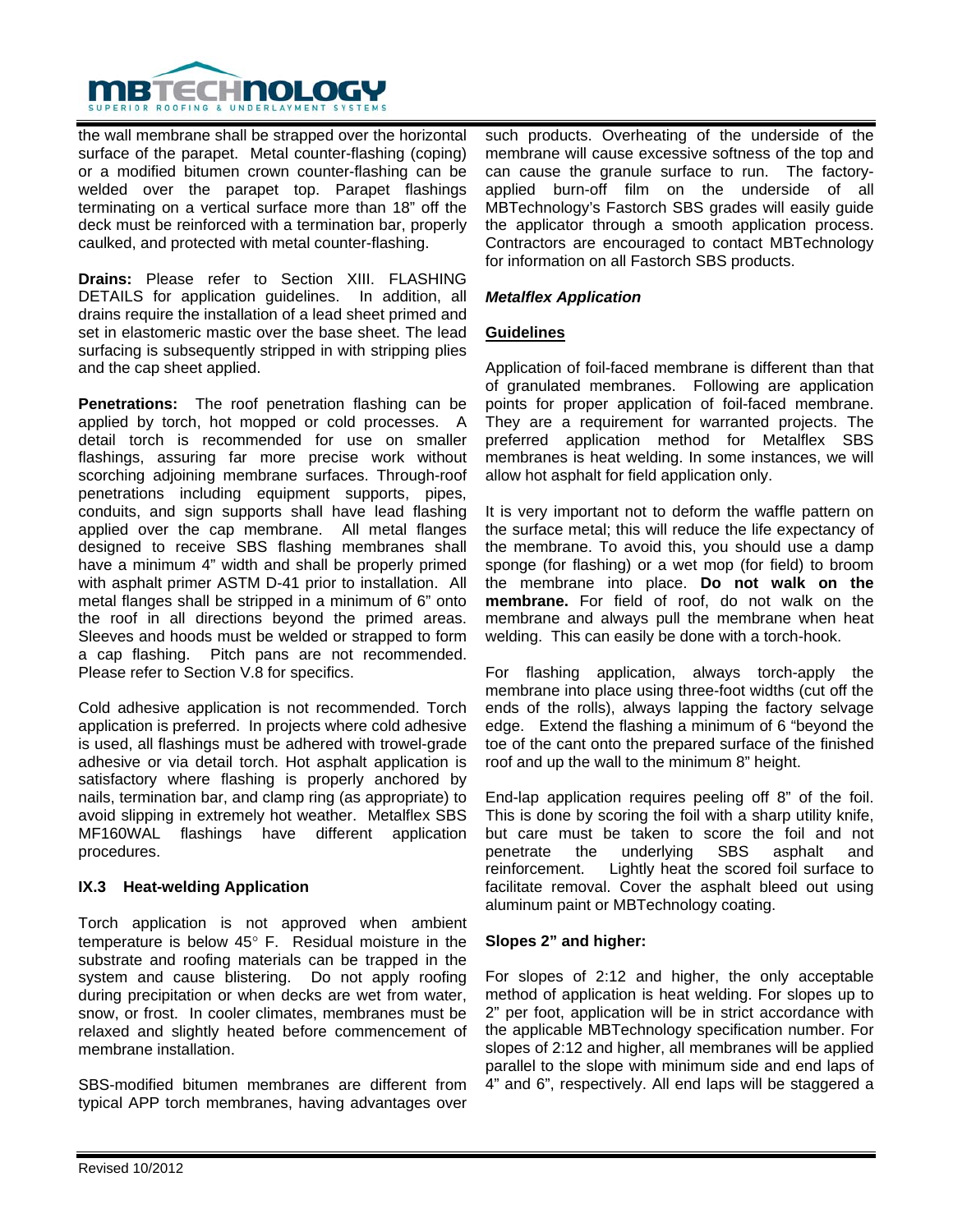the wall membrane shall be strapped over the horizontal surface of the parapet. Metal counter-flashing (coping) or a modified bitumen crown counter-flashing can be welded over the parapet top. Parapet flashings terminating on a vertical surface more than 18" off the deck must be reinforced with a termination bar, properly caulked, and protected with metal counter-flashing.

**Drains:** Please refer to Section XIII. FLASHING DETAILS for application guidelines. In addition, all drains require the installation of a lead sheet primed and set in elastomeric mastic over the base sheet. The lead surfacing is subsequently stripped in with stripping plies and the cap sheet applied.

**Penetrations:** The roof penetration flashing can be applied by torch, hot mopped or cold processes. A detail torch is recommended for use on smaller flashings, assuring far more precise work without scorching adjoining membrane surfaces. Through-roof penetrations including equipment supports, pipes, conduits, and sign supports shall have lead flashing applied over the cap membrane. All metal flanges designed to receive SBS flashing membranes shall have a minimum 4" width and shall be properly primed with asphalt primer ASTM D-41 prior to installation. All metal flanges shall be stripped in a minimum of 6" onto the roof in all directions beyond the primed areas. Sleeves and hoods must be welded or strapped to form a cap flashing. Pitch pans are not recommended. Please refer to Section V.8 for specifics.

Cold adhesive application is not recommended. Torch application is preferred. In projects where cold adhesive is used, all flashings must be adhered with trowel-grade adhesive or via detail torch. Hot asphalt application is satisfactory where flashing is properly anchored by nails, termination bar, and clamp ring (as appropriate) to avoid slipping in extremely hot weather. Metalflex SBS MF160WAL flashings have different application procedures.

### IX.3 Heat-welding Application

Torch application is not approved when ambient temperature is below 45° F. Residual moisture in the substrate and roofing materials can be trapped in the system and cause blistering. Do not apply roofing during precipitation or when decks are wet from water, snow, or frost. In cooler climates, membranes must be relaxed and slightly heated before commencement of membrane installation.

SBS-modified bitumen membranes are different from typical APP torch membranes, having advantages over such products. Overheating of the underside of the membrane will cause excessive softness of the top and can cause the granule surface to run. The factory-applied burn-off film on the underside of all MBTechnology's Fastorch SBS grades will easily guide the applicator through a smooth application process. Contractors are encouraged to contact MBTechnology for information on all Fastorch SBS products.

***Metalflex Application***

**Guidelines**

Application of foil-faced membrane is different than that of granulated membranes. Following are application points for proper application of foil-faced membrane. They are a requirement for warranted projects. The preferred application method for Metalflex SBS membranes is heat welding. In some instances, we will allow hot asphalt for field application only.

It is very important not to deform the waffle pattern on the surface metal; this will reduce the life expectancy of the membrane. To avoid this, you should use a damp sponge (for flashing) or a wet mop (for field) to broom the membrane into place. **Do not walk on the membrane.** For field of roof, do not walk on the membrane and always pull the membrane when heat welding. This can easily be done with a torch-hook.

For flashing application, always torch-apply the membrane into place using three-foot widths (cut off the ends of the rolls), always lapping the factory selvage edge. Extend the flashing a minimum of 6 "beyond the toe of the cant onto the prepared surface of the finished roof and up the wall to the minimum 8" height.

End-lap application requires peeling off 8" of the foil. This is done by scoring the foil with a sharp utility knife, but care must be taken to score the foil and not penetrate the underlying SBS asphalt and reinforcement. Lightly heat the scored foil surface to facilitate removal. Cover the asphalt bleed out using aluminum paint or MBTechnology coating.

**Slopes 2" and higher:**

For slopes of 2:12 and higher, the only acceptable method of application is heat welding. For slopes up to 2" per foot, application will be in strict accordance with the applicable MBTechnology specification number. For slopes of 2:12 and higher, all membranes will be applied parallel to the slope with minimum side and end laps of 4" and 6", respectively. All end laps will be staggered a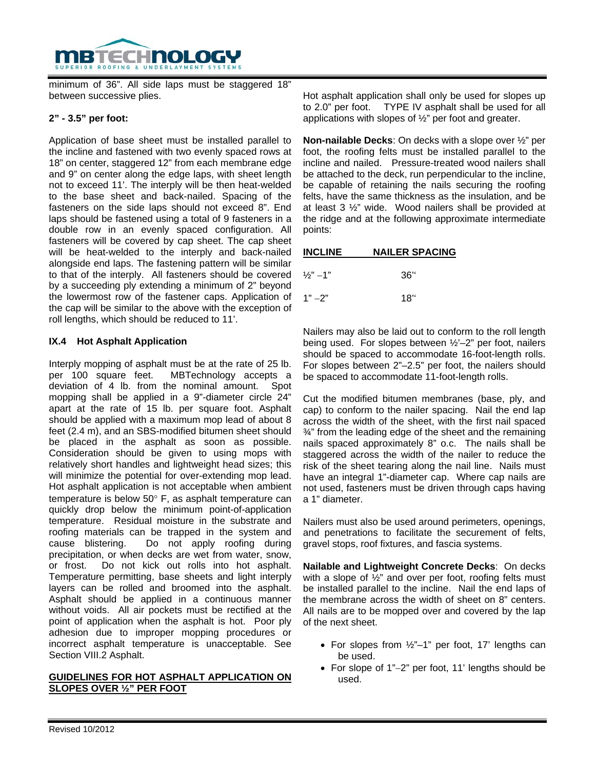minimum of 36". All side laps must be staggered 18" between successive plies.

**2" - 3.5" per foot:**

Application of base sheet must be installed parallel to the incline and fastened with two evenly spaced rows at 18" on center, staggered 12" from each membrane edge and 9" on center along the edge laps, with sheet length not to exceed 11'. The interply will be then heat-welded to the base sheet and back-nailed. Spacing of the fasteners on the side laps should not exceed 8". End laps should be fastened using a total of 9 fasteners in a double row in an evenly spaced configuration. All fasteners will be covered by cap sheet. The cap sheet will be heat-welded to the interply and back-nailed alongside end laps. The fastening pattern will be similar to that of the interply. All fasteners should be covered by a succeeding ply extending a minimum of 2" beyond the lowermost row of the fastener caps. Application of the cap will be similar to the above with the exception of roll lengths, which should be reduced to 11'.

### IX.4 Hot Asphalt Application

Interply mopping of asphalt must be at the rate of 25 lb. per 100 square feet. MBTechnology accepts a deviation of 4 lb. from the nominal amount. Spot mopping shall be applied in a 9"-diameter circle 24" apart at the rate of 15 lb. per square foot. Asphalt should be applied with a maximum mop lead of about 8 feet (2.4 m), and an SBS-modified bitumen sheet should be placed in the asphalt as soon as possible. Consideration should be given to using mops with relatively short handles and lightweight head sizes; this will minimize the potential for over-extending mop lead. Hot asphalt application is not acceptable when ambient temperature is below 50° F, as asphalt temperature can quickly drop below the minimum point-of-application temperature. Residual moisture in the substrate and roofing materials can be trapped in the system and cause blistering. Do not apply roofing during precipitation, or when decks are wet from water, snow, or frost. Do not kick out rolls into hot asphalt. Temperature permitting, base sheets and light interply layers can be rolled and broomed into the asphalt. Asphalt should be applied in a continuous manner without voids. All air pockets must be rectified at the point of application when the asphalt is hot. Poor ply adhesion due to improper mopping procedures or incorrect asphalt temperature is unacceptable. See Section VIII.2 Asphalt.

**GUIDELINES FOR HOT ASPHALT APPLICATION ON SLOPES OVER ½" PER FOOT**

Hot asphalt application shall only be used for slopes up to 2.0" per foot. TYPE IV asphalt shall be used for all applications with slopes of ½" per foot and greater.

**Non-nailable Decks**: On decks with a slope over ½" per foot, the roofing felts must be installed parallel to the incline and nailed. Pressure-treated wood nailers shall be attached to the deck, run perpendicular to the incline, be capable of retaining the nails securing the roofing felts, have the same thickness as the insulation, and be at least 3 ½" wide. Wood nailers shall be provided at the ridge and at the following approximate intermediate points:

| INCLINE | NAILER SPACING |
| --- | --- |
| ½" – 1" | 36" |
| 1" – 2" | 18" |

Nailers may also be laid out to conform to the roll length being used. For slopes between ½'–2" per foot, nailers should be spaced to accommodate 16-foot-length rolls. For slopes between 2"–2.5" per foot, the nailers should be spaced to accommodate 11-foot-length rolls.

Cut the modified bitumen membranes (base, ply, and cap) to conform to the nailer spacing. Nail the end lap across the width of the sheet, with the first nail spaced ¾" from the leading edge of the sheet and the remaining nails spaced approximately 8" o.c. The nails shall be staggered across the width of the nailer to reduce the risk of the sheet tearing along the nail line. Nails must have an integral 1"-diameter cap. Where cap nails are not used, fasteners must be driven through caps having a 1" diameter.

Nailers must also be used around perimeters, openings, and penetrations to facilitate the securement of felts, gravel stops, roof fixtures, and fascia systems.

**Nailable and Lightweight Concrete Decks**: On decks with a slope of ½" and over per foot, roofing felts must be installed parallel to the incline. Nail the end laps of the membrane across the width of sheet on 8" centers. All nails are to be mopped over and covered by the lap of the next sheet.

- For slopes from ½"–1" per foot, 17' lengths can be used.
- For slope of 1"–2" per foot, 11' lengths should be used.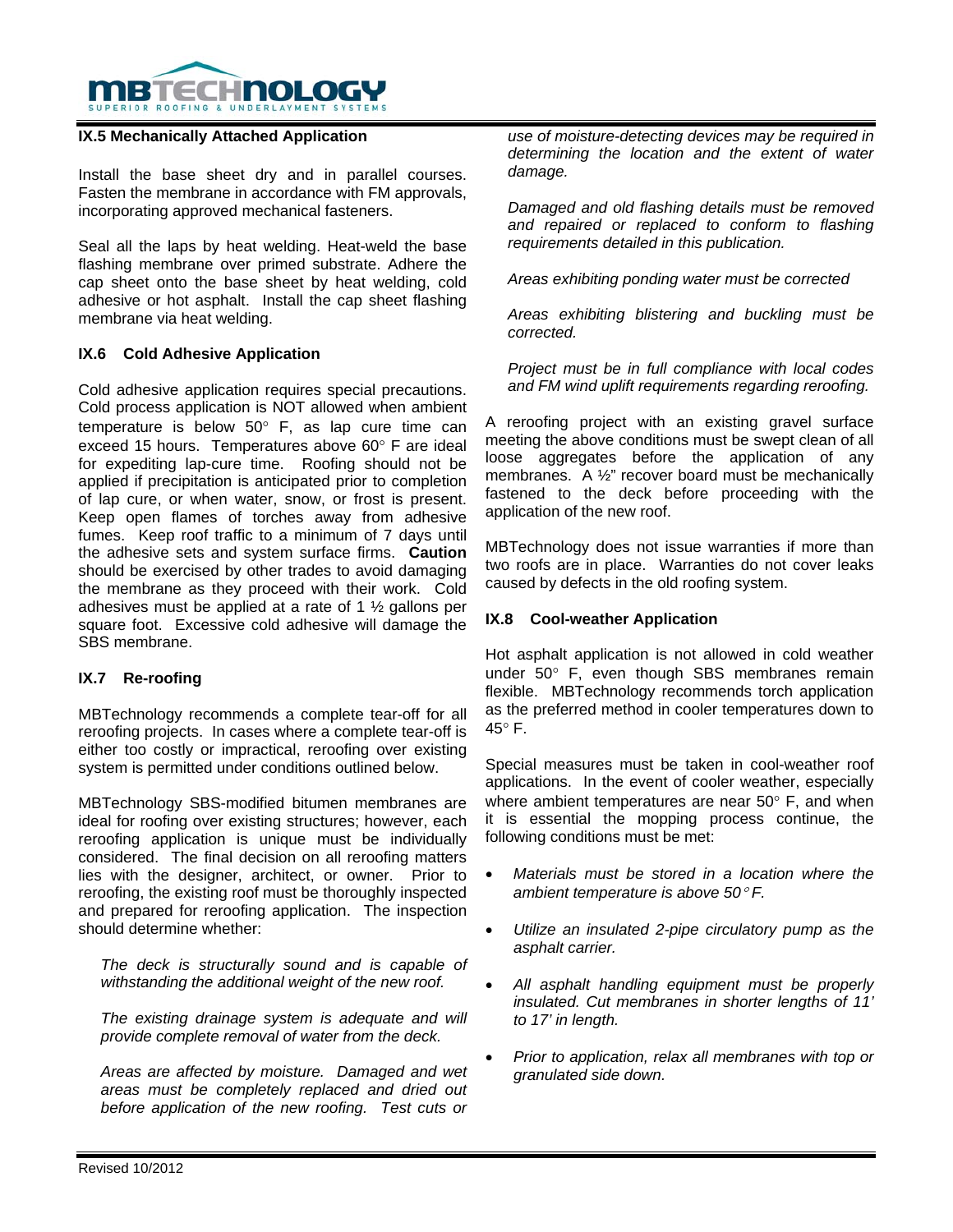### IX.5 Mechanically Attached Application

Install the base sheet dry and in parallel courses. Fasten the membrane in accordance with FM approvals, incorporating approved mechanical fasteners.

Seal all the laps by heat welding. Heat-weld the base flashing membrane over primed substrate. Adhere the cap sheet onto the base sheet by heat welding, cold adhesive or hot asphalt. Install the cap sheet flashing membrane via heat welding.

### IX.6 Cold Adhesive Application

Cold adhesive application requires special precautions. Cold process application is NOT allowed when ambient temperature is below 50° F, as lap cure time can exceed 15 hours. Temperatures above 60° F are ideal for expediting lap-cure time. Roofing should not be applied if precipitation is anticipated prior to completion of lap cure, or when water, snow, or frost is present. Keep open flames of torches away from adhesive fumes. Keep roof traffic to a minimum of 7 days until the adhesive sets and system surface firms. **Caution** should be exercised by other trades to avoid damaging the membrane as they proceed with their work. Cold adhesives must be applied at a rate of 1 ½ gallons per square foot. Excessive cold adhesive will damage the SBS membrane.

### IX.7 Re-roofing

MBTechnology recommends a complete tear-off for all reroofing projects. In cases where a complete tear-off is either too costly or impractical, reroofing over existing system is permitted under conditions outlined below.

MBTechnology SBS-modified bitumen membranes are ideal for roofing over existing structures; however, each reroofing application is unique must be individually considered. The final decision on all reroofing matters lies with the designer, architect, or owner. Prior to reroofing, the existing roof must be thoroughly inspected and prepared for reroofing application. The inspection should determine whether:

*The deck is structurally sound and is capable of withstanding the additional weight of the new roof.*

*The existing drainage system is adequate and will provide complete removal of water from the deck.*

*Areas are affected by moisture. Damaged and wet areas must be completely replaced and dried out before application of the new roofing. Test cuts or use of moisture-detecting devices may be required in determining the location and the extent of water damage.*

*Damaged and old flashing details must be removed and repaired or replaced to conform to flashing requirements detailed in this publication.*

*Areas exhibiting ponding water must be corrected*

*Areas exhibiting blistering and buckling must be corrected.*

*Project must be in full compliance with local codes and FM wind uplift requirements regarding reroofing.*

A reroofing project with an existing gravel surface meeting the above conditions must be swept clean of all loose aggregates before the application of any membranes. A ½" recover board must be mechanically fastened to the deck before proceeding with the application of the new roof.

MBTechnology does not issue warranties if more than two roofs are in place. Warranties do not cover leaks caused by defects in the old roofing system.

### IX.8 Cool-weather Application

Hot asphalt application is not allowed in cold weather under 50° F, even though SBS membranes remain flexible. MBTechnology recommends torch application as the preferred method in cooler temperatures down to 45° F.

Special measures must be taken in cool-weather roof applications. In the event of cooler weather, especially where ambient temperatures are near 50° F, and when it is essential the mopping process continue, the following conditions must be met:

- *Materials must be stored in a location where the ambient temperature is above 50° F.*
- *Utilize an insulated 2-pipe circulatory pump as the asphalt carrier.*
- *All asphalt handling equipment must be properly insulated. Cut membranes in shorter lengths of 11' to 17' in length.*
- *Prior to application, relax all membranes with top or granulated side down.*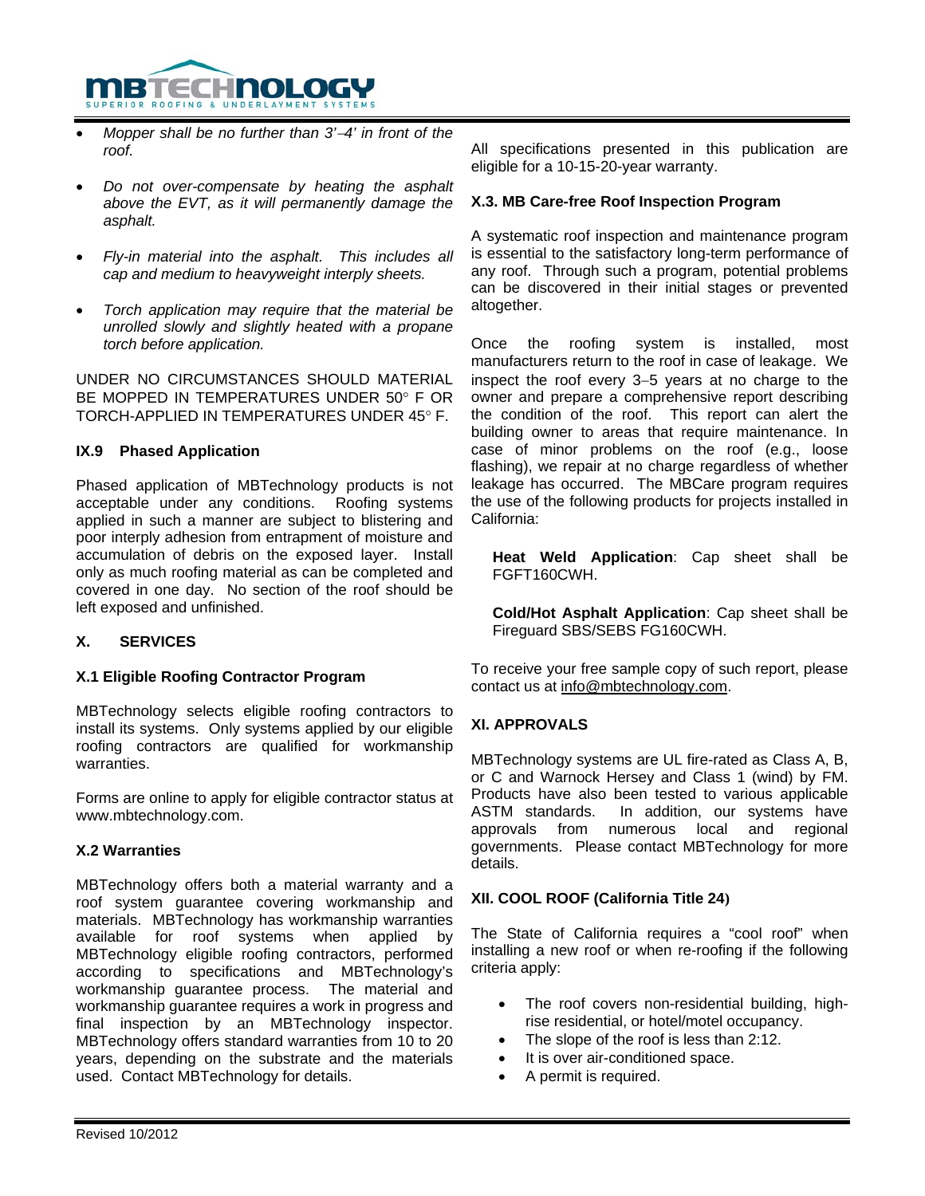- *Mopper shall be no further than 3'–4' in front of the roof.*

- *Do not over-compensate by heating the asphalt above the EVT, as it will permanently damage the asphalt.*

- *Fly-in material into the asphalt. This includes all cap and medium to heavyweight interply sheets.*

- *Torch application may require that the material be unrolled slowly and slightly heated with a propane torch before application.*

UNDER NO CIRCUMSTANCES SHOULD MATERIAL BE MOPPED IN TEMPERATURES UNDER 50° F OR TORCH-APPLIED IN TEMPERATURES UNDER 45° F.

### IX.9 Phased Application

Phased application of MBTechnology products is not acceptable under any conditions. Roofing systems applied in such a manner are subject to blistering and poor interply adhesion from entrapment of moisture and accumulation of debris on the exposed layer. Install only as much roofing material as can be completed and covered in one day. No section of the roof should be left exposed and unfinished.

## X. SERVICES

### X.1 Eligible Roofing Contractor Program

MBTechnology selects eligible roofing contractors to install its systems. Only systems applied by our eligible roofing contractors are qualified for workmanship warranties.

Forms are online to apply for eligible contractor status at www.mbtechnology.com.

### X.2 Warranties

MBTechnology offers both a material warranty and a roof system guarantee covering workmanship and materials. MBTechnology has workmanship warranties available for roof systems when applied by MBTechnology eligible roofing contractors, performed according to specifications and MBTechnology's workmanship guarantee process. The material and workmanship guarantee requires a work in progress and final inspection by an MBTechnology inspector. MBTechnology offers standard warranties from 10 to 20 years, depending on the substrate and the materials used. Contact MBTechnology for details.

All specifications presented in this publication are eligible for a 10-15-20-year warranty.

### X.3. MB Care-free Roof Inspection Program

A systematic roof inspection and maintenance program is essential to the satisfactory long-term performance of any roof. Through such a program, potential problems can be discovered in their initial stages or prevented altogether.

Once the roofing system is installed, most manufacturers return to the roof in case of leakage. We inspect the roof every 3–5 years at no charge to the owner and prepare a comprehensive report describing the condition of the roof. This report can alert the building owner to areas that require maintenance. In case of minor problems on the roof (e.g., loose flashing), we repair at no charge regardless of whether leakage has occurred. The MBCare program requires the use of the following products for projects installed in California:

> **Heat Weld Application**: Cap sheet shall be FGFT160CWH.
>
> **Cold/Hot Asphalt Application**: Cap sheet shall be Fireguard SBS/SEBS FG160CWH.

To receive your free sample copy of such report, please contact us at info@mbtechnology.com.

## XI. APPROVALS

MBTechnology systems are UL fire-rated as Class A, B, or C and Warnock Hersey and Class 1 (wind) by FM. Products have also been tested to various applicable ASTM standards. In addition, our systems have approvals from numerous local and regional governments. Please contact MBTechnology for more details.

## XII. COOL ROOF (California Title 24)

The State of California requires a "cool roof" when installing a new roof or when re-roofing if the following criteria apply:

- The roof covers non-residential building, high-rise residential, or hotel/motel occupancy.
- The slope of the roof is less than 2:12.
- It is over air-conditioned space.
- A permit is required.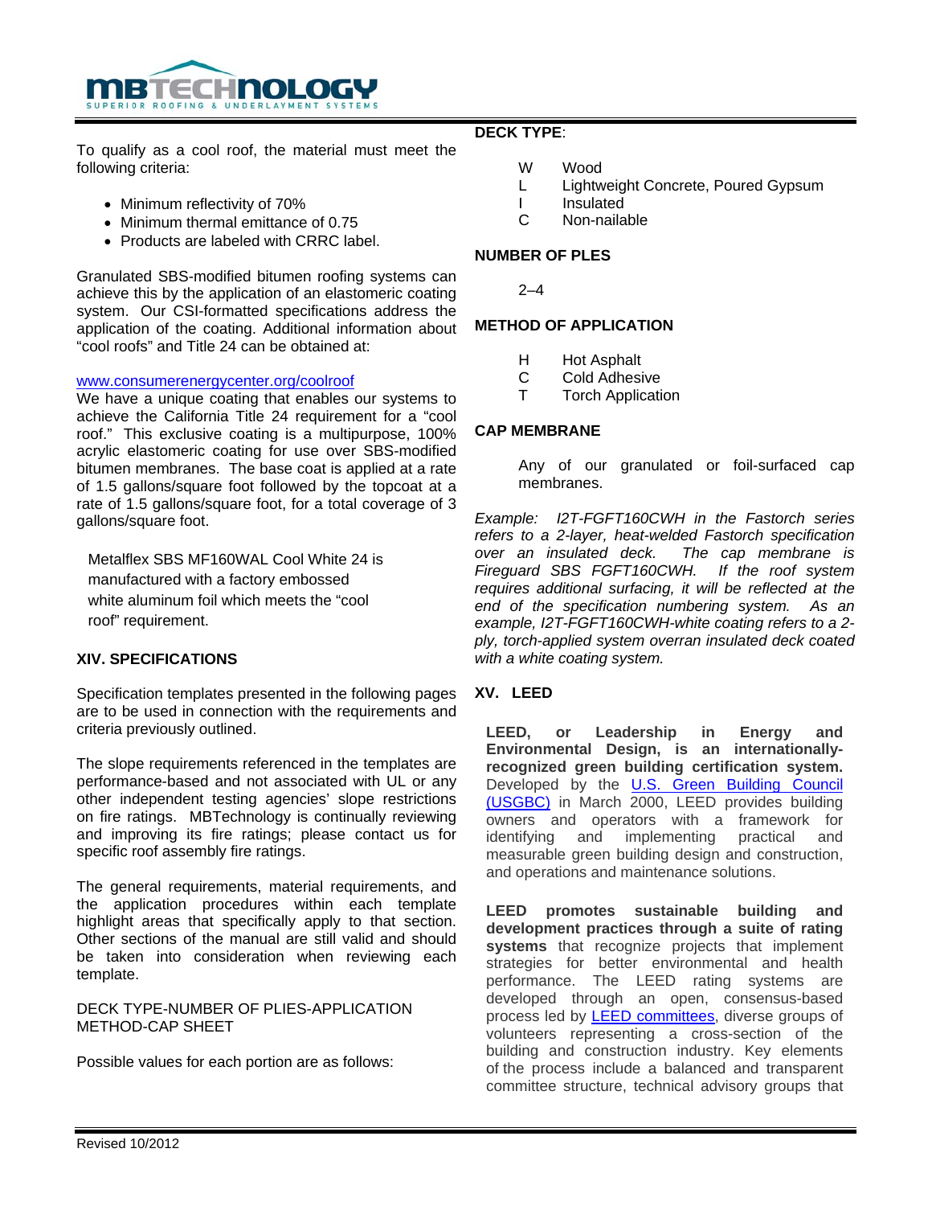To qualify as a cool roof, the material must meet the following criteria:

- Minimum reflectivity of 70%
- Minimum thermal emittance of 0.75
- Products are labeled with CRRC label.

Granulated SBS-modified bitumen roofing systems can achieve this by the application of an elastomeric coating system. Our CSI-formatted specifications address the application of the coating. Additional information about "cool roofs" and Title 24 can be obtained at:

www.consumerenergycenter.org/coolroof

We have a unique coating that enables our systems to achieve the California Title 24 requirement for a "cool roof." This exclusive coating is a multipurpose, 100% acrylic elastomeric coating for use over SBS-modified bitumen membranes. The base coat is applied at a rate of 1.5 gallons/square foot followed by the topcoat at a rate of 1.5 gallons/square foot, for a total coverage of 3 gallons/square foot.

Metalflex SBS MF160WAL Cool White 24 is manufactured with a factory embossed white aluminum foil which meets the "cool roof" requirement.

## XIV. SPECIFICATIONS

Specification templates presented in the following pages are to be used in connection with the requirements and criteria previously outlined.

The slope requirements referenced in the templates are performance-based and not associated with UL or any other independent testing agencies' slope restrictions on fire ratings. MBTechnology is continually reviewing and improving its fire ratings; please contact us for specific roof assembly fire ratings.

The general requirements, material requirements, and the application procedures within each template highlight areas that specifically apply to that section. Other sections of the manual are still valid and should be taken into consideration when reviewing each template.

DECK TYPE-NUMBER OF PLIES-APPLICATION METHOD-CAP SHEET

Possible values for each portion are as follows:

**DECK TYPE**:

- W Wood
- L Lightweight Concrete, Poured Gypsum
- I Insulated
- C Non-nailable

**NUMBER OF PLES**

2–4

**METHOD OF APPLICATION**

- H Hot Asphalt
- C Cold Adhesive
- T Torch Application

**CAP MEMBRANE**

Any of our granulated or foil-surfaced cap membranes.

*Example: I2T-FGFT160CWH in the Fastorch series refers to a 2-layer, heat-welded Fastorch specification over an insulated deck. The cap membrane is Fireguard SBS FGFT160CWH. If the roof system requires additional surfacing, it will be reflected at the end of the specification numbering system. As an example, I2T-FGFT160CWH-white coating refers to a 2-ply, torch-applied system overran insulated deck coated with a white coating system.*

## XV. LEED

**LEED, or Leadership in Energy and Environmental Design, is an internationally-recognized green building certification system.** Developed by the U.S. Green Building Council (USGBC) in March 2000, LEED provides building owners and operators with a framework for identifying and implementing practical and measurable green building design and construction, and operations and maintenance solutions.

**LEED promotes sustainable building and development practices through a suite of rating systems** that recognize projects that implement strategies for better environmental and health performance. The LEED rating systems are developed through an open, consensus-based process led by LEED committees, diverse groups of volunteers representing a cross-section of the building and construction industry. Key elements of the process include a balanced and transparent committee structure, technical advisory groups that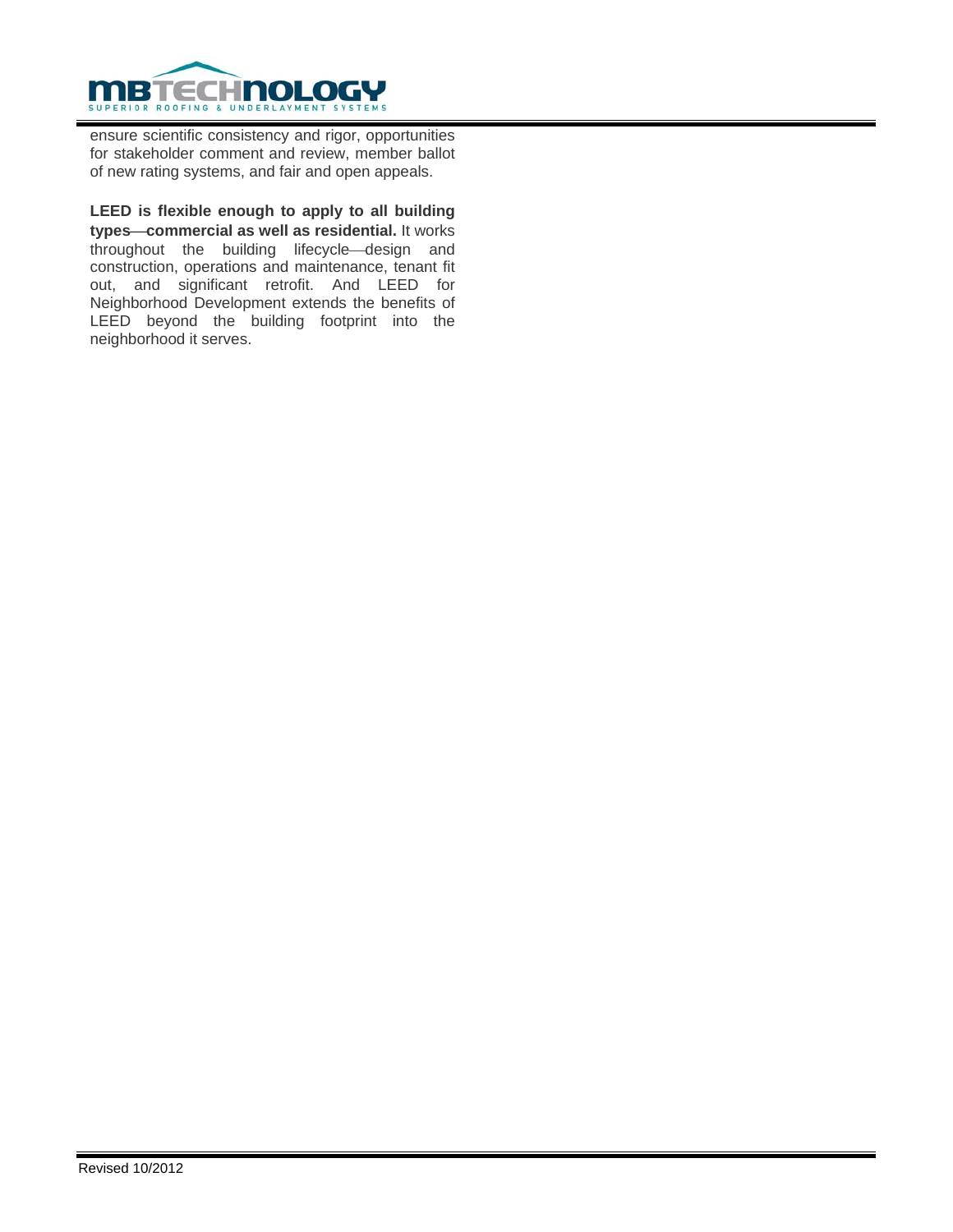ensure scientific consistency and rigor, opportunities for stakeholder comment and review, member ballot of new rating systems, and fair and open appeals.

**LEED is flexible enough to apply to all building types—commercial as well as residential.** It works throughout the building lifecycle—design and construction, operations and maintenance, tenant fit out, and significant retrofit. And LEED for Neighborhood Development extends the benefits of LEED beyond the building footprint into the neighborhood it serves.